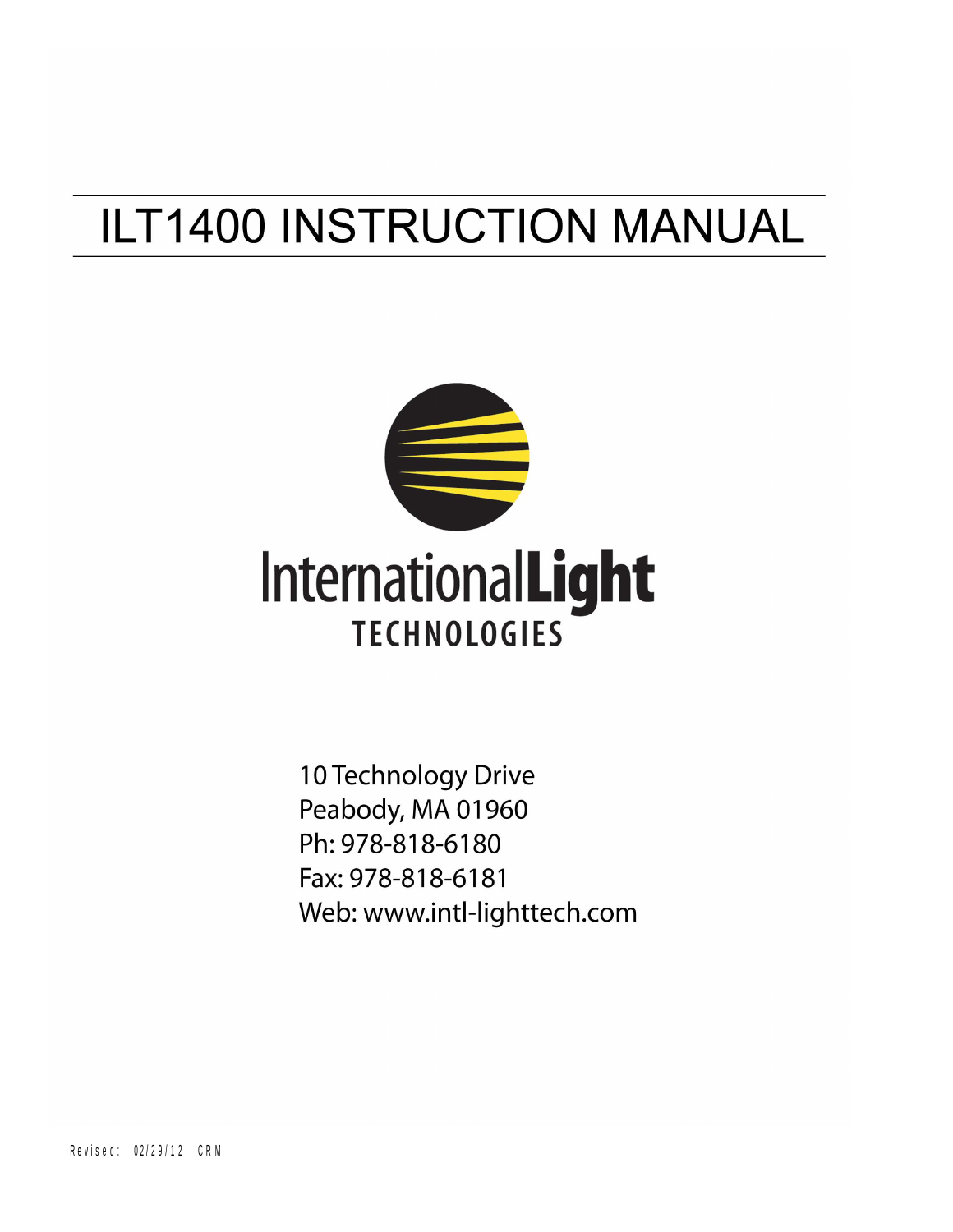# ILT1400 INSTRUCTION MANUAL

InternationalLight
TECHNOLOGIES

10 Technology Drive
Peabody, MA 01960
Ph: 978-818-6180
Fax: 978-818-6181
Web: www.intl-lighttech.com

Revised: 02/29/12 CRM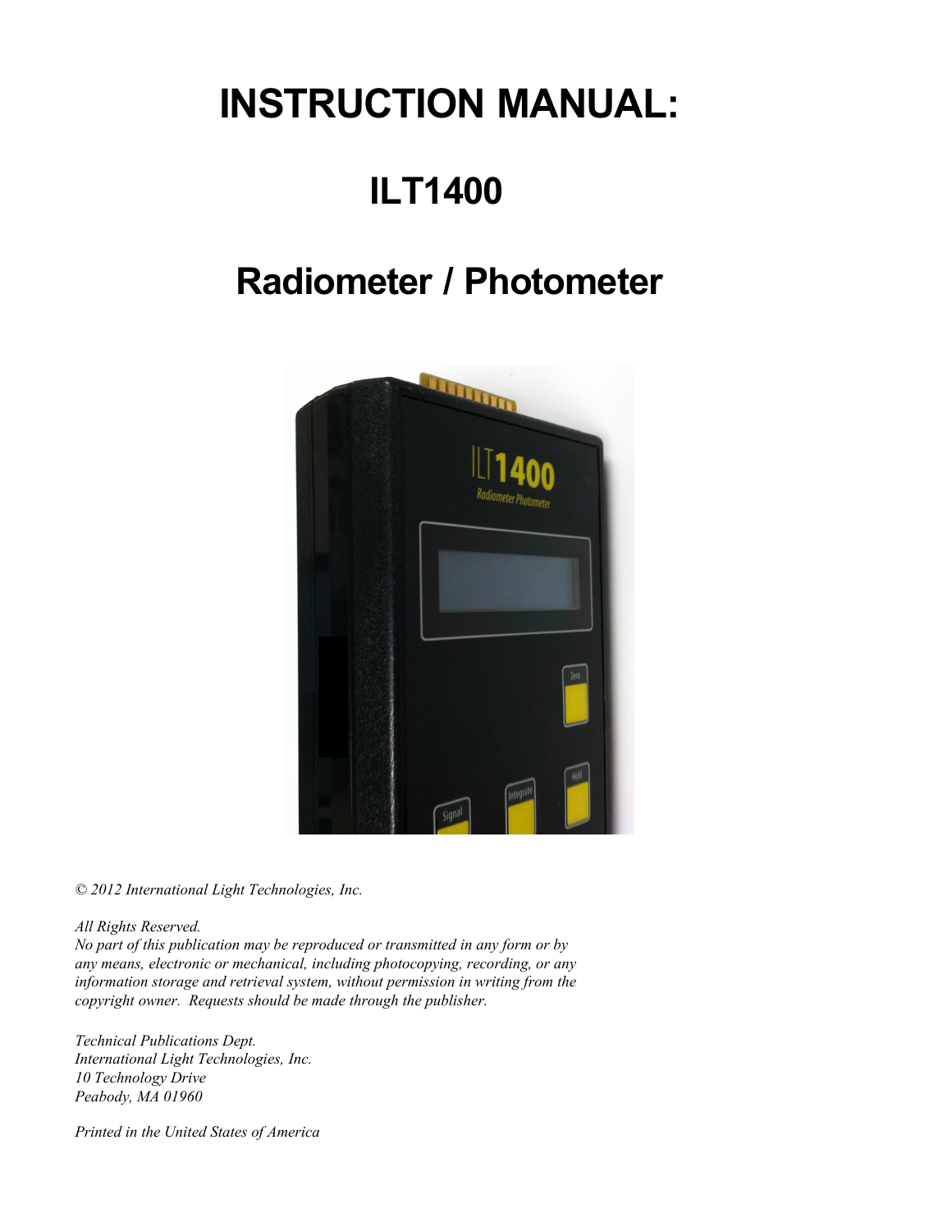# INSTRUCTION MANUAL:

# ILT1400

# Radiometer / Photometer

*© 2012 International Light Technologies, Inc.*

*All Rights Reserved.*
*No part of this publication may be reproduced or transmitted in any form or by any means, electronic or mechanical, including photocopying, recording, or any information storage and retrieval system, without permission in writing from the copyright owner. Requests should be made through the publisher.*

*Technical Publications Dept.*
*International Light Technologies, Inc.*
*10 Technology Drive*
*Peabody, MA 01960*

*Printed in the United States of America*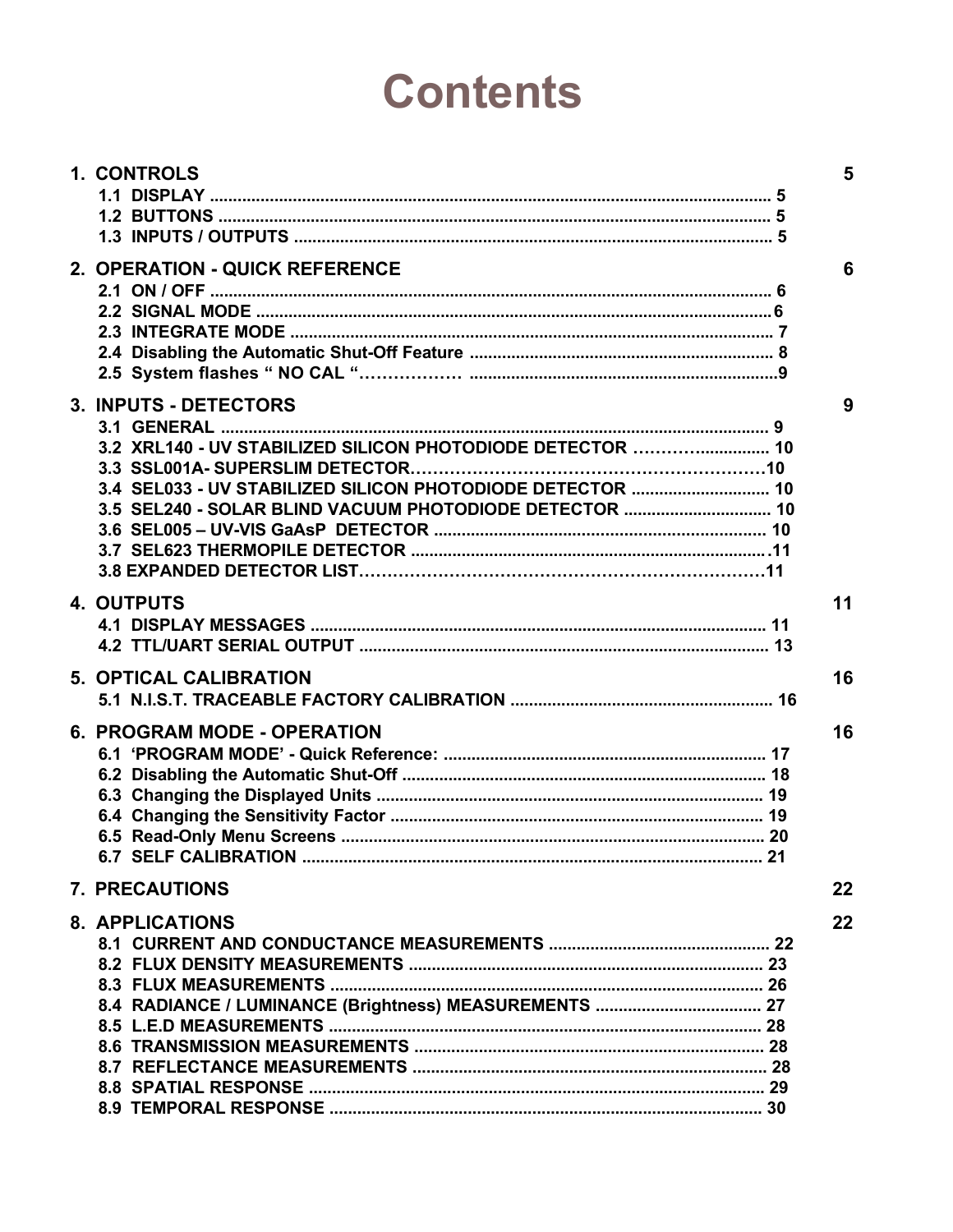# Contents

**1. CONTROLS** 5

- 1.1 DISPLAY ........................................................................ 5
- 1.2 BUTTONS ........................................................................ 5
- 1.3 INPUTS / OUTPUTS ........................................................................ 5

**2. OPERATION - QUICK REFERENCE** 6

- 2.1 ON / OFF ........................................................................ 6
- 2.2 SIGNAL MODE ........................................................................ 6
- 2.3 INTEGRATE MODE ........................................................................ 7
- 2.4 Disabling the Automatic Shut-Off Feature ........................................................................ 8
- 2.5 System flashes " NO CAL "……………… ........................................................................ 9

**3. INPUTS - DETECTORS** 9

- 3.1 GENERAL ........................................................................ 9
- 3.2 XRL140 - UV STABILIZED SILICON PHOTODIODE DETECTOR ……….................. 10
- 3.3 SSL001A- SUPERSLIM DETECTOR……………………………………………………10
- 3.4 SEL033 - UV STABILIZED SILICON PHOTODIODE DETECTOR .............................. 10
- 3.5 SEL240 - SOLAR BLIND VACUUM PHOTODIODE DETECTOR ................................ 10
- 3.6 SEL005 – UV-VIS GaAsP DETECTOR ........................................................................ 10
- 3.7 SEL623 THERMOPILE DETECTOR ........................................................................ 11
- 3.8 EXPANDED DETECTOR LIST………………………………………………………………11

**4. OUTPUTS** 11

- 4.1 DISPLAY MESSAGES ........................................................................ 11
- 4.2 TTL/UART SERIAL OUTPUT ........................................................................ 13

**5. OPTICAL CALIBRATION** 16

- 5.1 N.I.S.T. TRACEABLE FACTORY CALIBRATION ........................................................................ 16

**6. PROGRAM MODE - OPERATION** 16

- 6.1 'PROGRAM MODE' - Quick Reference: ........................................................................ 17
- 6.2 Disabling the Automatic Shut-Off ........................................................................ 18
- 6.3 Changing the Displayed Units ........................................................................ 19
- 6.4 Changing the Sensitivity Factor ........................................................................ 19
- 6.5 Read-Only Menu Screens ........................................................................ 20
- 6.7 SELF CALIBRATION ........................................................................ 21

**7. PRECAUTIONS** 22

**8. APPLICATIONS** 22

- 8.1 CURRENT AND CONDUCTANCE MEASUREMENTS ........................................................................ 22
- 8.2 FLUX DENSITY MEASUREMENTS ........................................................................ 23
- 8.3 FLUX MEASUREMENTS ........................................................................ 26
- 8.4 RADIANCE / LUMINANCE (Brightness) MEASUREMENTS ........................................................................ 27
- 8.5 L.E.D MEASUREMENTS ........................................................................ 28
- 8.6 TRANSMISSION MEASUREMENTS ........................................................................ 28
- 8.7 REFLECTANCE MEASUREMENTS ........................................................................ 28
- 8.8 SPATIAL RESPONSE ........................................................................ 29
- 8.9 TEMPORAL RESPONSE ........................................................................ 30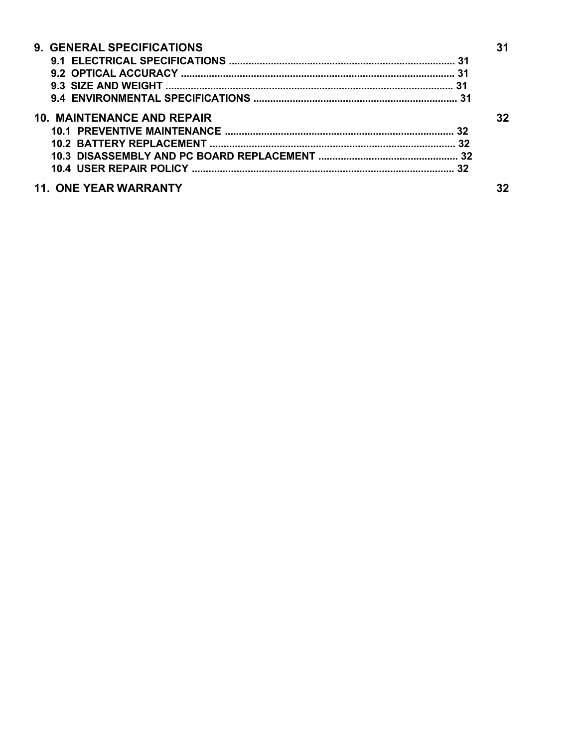**9. GENERAL SPECIFICATIONS** 31

- 9.1 ELECTRICAL SPECIFICATIONS ................................................................................ 31
- 9.2 OPTICAL ACCURACY .................................................................................................. 31
- 9.3 SIZE AND WEIGHT ....................................................................................................... 31
- 9.4 ENVIRONMENTAL SPECIFICATIONS ........................................................................ 31

**10. MAINTENANCE AND REPAIR** 32

- 10.1 PREVENTIVE MAINTENANCE ................................................................................. 32
- 10.2 BATTERY REPLACEMENT ........................................................................................ 32
- 10.3 DISASSEMBLY AND PC BOARD REPLACEMENT .................................................. 32
- 10.4 USER REPAIR POLICY ............................................................................................. 32

**11. ONE YEAR WARRANTY** 32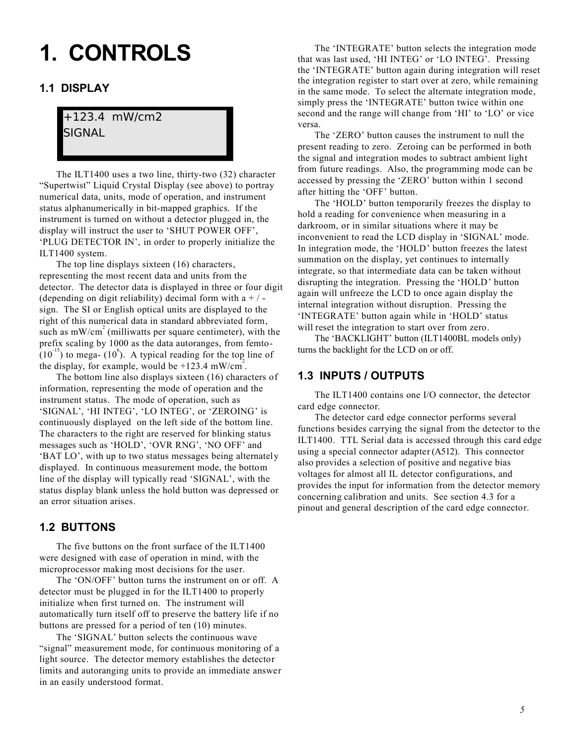# 1. CONTROLS

## 1.1 DISPLAY

```
+123.4  mW/cm2
SIGNAL
```

The ILT1400 uses a two line, thirty-two (32) character “Supertwist” Liquid Crystal Display (see above) to portray numerical data, units, mode of operation, and instrument status alphanumerically in bit-mapped graphics. If the instrument is turned on without a detector plugged in, the display will instruct the user to ‘SHUT POWER OFF’, ‘PLUG DETECTOR IN’, in order to properly initialize the ILT1400 system.

The top line displays sixteen (16) characters, representing the most recent data and units from the detector. The detector data is displayed in three or four digit (depending on digit reliability) decimal form with a + / - sign. The SI or English optical units are displayed to the right of this numerical data in standard abbreviated form, such as mW/cm$^2$ (milliwatts per square centimeter), with the prefix scaling by 1000 as the data autoranges, from femto- ($10^{-15}$) to mega- ($10^6$). A typical reading for the top line of the display, for example, would be +123.4 mW/cm$^2$.

The bottom line also displays sixteen (16) characters of information, representing the mode of operation and the instrument status. The mode of operation, such as ‘SIGNAL’, ‘HI INTEG’, ‘LO INTEG’, or ‘ZEROING’ is continuously displayed on the left side of the bottom line. The characters to the right are reserved for blinking status messages such as ‘HOLD’, ‘OVR RNG’, ‘NO OFF’ and ‘BAT LO’, with up to two status messages being alternately displayed. In continuous measurement mode, the bottom line of the display will typically read ‘SIGNAL’, with the status display blank unless the hold button was depressed or an error situation arises.

## 1.2 BUTTONS

The five buttons on the front surface of the ILT1400 were designed with ease of operation in mind, with the microprocessor making most decisions for the user.

The ‘ON/OFF’ button turns the instrument on or off. A detector must be plugged in for the ILT1400 to properly initialize when first turned on. The instrument will automatically turn itself off to preserve the battery life if no buttons are pressed for a period of ten (10) minutes.

The ‘SIGNAL’ button selects the continuous wave “signal” measurement mode, for continuous monitoring of a light source. The detector memory establishes the detector limits and autoranging units to provide an immediate answer in an easily understood format.

The ‘INTEGRATE’ button selects the integration mode that was last used, ‘HI INTEG’ or ‘LO INTEG’. Pressing the ‘INTEGRATE’ button again during integration will reset the integration register to start over at zero, while remaining in the same mode. To select the alternate integration mode, simply press the ‘INTEGRATE’ button twice within one second and the range will change from ‘HI’ to ‘LO’ or vice versa.

The ‘ZERO’ button causes the instrument to null the present reading to zero. Zeroing can be performed in both the signal and integration modes to subtract ambient light from future readings. Also, the programming mode can be accessed by pressing the ‘ZERO’ button within 1 second after hitting the ‘OFF’ button.

The ‘HOLD’ button temporarily freezes the display to hold a reading for convenience when measuring in a darkroom, or in similar situations where it may be inconvenient to read the LCD display in ‘SIGNAL’ mode. In integration mode, the ‘HOLD’ button freezes the latest summation on the display, yet continues to internally integrate, so that intermediate data can be taken without disrupting the integration. Pressing the ‘HOLD’ button again will unfreeze the LCD to once again display the internal integration without disruption. Pressing the ‘INTEGRATE’ button again while in ‘HOLD’ status will reset the integration to start over from zero.

The ‘BACKLIGHT’ button (ILT1400BL models only) turns the backlight for the LCD on or off.

## 1.3 INPUTS / OUTPUTS

The ILT1400 contains one I/O connector, the detector card edge connector.

The detector card edge connector performs several functions besides carrying the signal from the detector to the ILT1400. TTL Serial data is accessed through this card edge using a special connector adapter (A512). This connector also provides a selection of positive and negative bias voltages for almost all IL detector configurations, and provides the input for information from the detector memory concerning calibration and units. See section 4.3 for a pinout and general description of the card edge connector.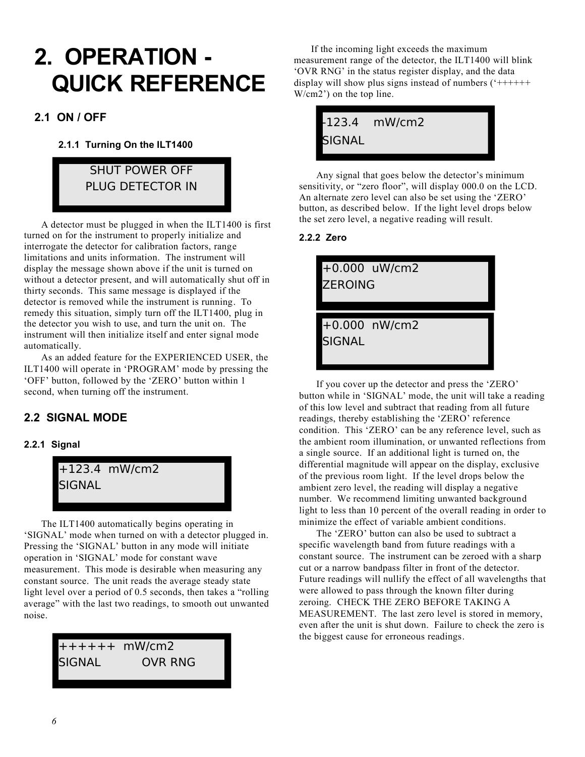# 2. OPERATION - QUICK REFERENCE

## 2.1 ON / OFF

### 2.1.1 Turning On the ILT1400

```
SHUT POWER OFF
PLUG DETECTOR IN
```

A detector must be plugged in when the ILT1400 is first turned on for the instrument to properly initialize and interrogate the detector for calibration factors, range limitations and units information. The instrument will display the message shown above if the unit is turned on without a detector present, and will automatically shut off in thirty seconds. This same message is displayed if the detector is removed while the instrument is running. To remedy this situation, simply turn off the ILT1400, plug in the detector you wish to use, and turn the unit on. The instrument will then initialize itself and enter signal mode automatically.

As an added feature for the EXPERIENCED USER, the ILT1400 will operate in 'PROGRAM' mode by pressing the 'OFF' button, followed by the 'ZERO' button within 1 second, when turning off the instrument.

## 2.2 SIGNAL MODE

### 2.2.1 Signal

```
+123.4  mW/cm2
SIGNAL
```

The ILT1400 automatically begins operating in 'SIGNAL' mode when turned on with a detector plugged in. Pressing the 'SIGNAL' button in any mode will initiate operation in 'SIGNAL' mode for constant wave measurement. This mode is desirable when measuring any constant source. The unit reads the average steady state light level over a period of 0.5 seconds, then takes a "rolling average" with the last two readings, to smooth out unwanted noise.

```
++++++  mW/cm2
SIGNAL          OVR RNG
```

If the incoming light exceeds the maximum measurement range of the detector, the ILT1400 will blink 'OVR RNG' in the status register display, and the data display will show plus signs instead of numbers ('++++++ W/cm2') on the top line.

```
-123.4    mW/cm2
SIGNAL
```

Any signal that goes below the detector's minimum sensitivity, or "zero floor", will display 000.0 on the LCD. An alternate zero level can also be set using the 'ZERO' button, as described below. If the light level drops below the set zero level, a negative reading will result.

### 2.2.2 Zero

```
+0.000  uW/cm2
ZEROING
```

```
+0.000  nW/cm2
SIGNAL
```

If you cover up the detector and press the 'ZERO' button while in 'SIGNAL' mode, the unit will take a reading of this low level and subtract that reading from all future readings, thereby establishing the 'ZERO' reference condition. This 'ZERO' can be any reference level, such as the ambient room illumination, or unwanted reflections from a single source. If an additional light is turned on, the differential magnitude will appear on the display, exclusive of the previous room light. If the level drops below the ambient zero level, the reading will display a negative number. We recommend limiting unwanted background light to less than 10 percent of the overall reading in order to minimize the effect of variable ambient conditions.

The 'ZERO' button can also be used to subtract a specific wavelength band from future readings with a constant source. The instrument can be zeroed with a sharp cut or a narrow bandpass filter in front of the detector. Future readings will nullify the effect of all wavelengths that were allowed to pass through the known filter during zeroing. CHECK THE ZERO BEFORE TAKING A MEASUREMENT. The last zero level is stored in memory, even after the unit is shut down. Failure to check the zero is the biggest cause for erroneous readings.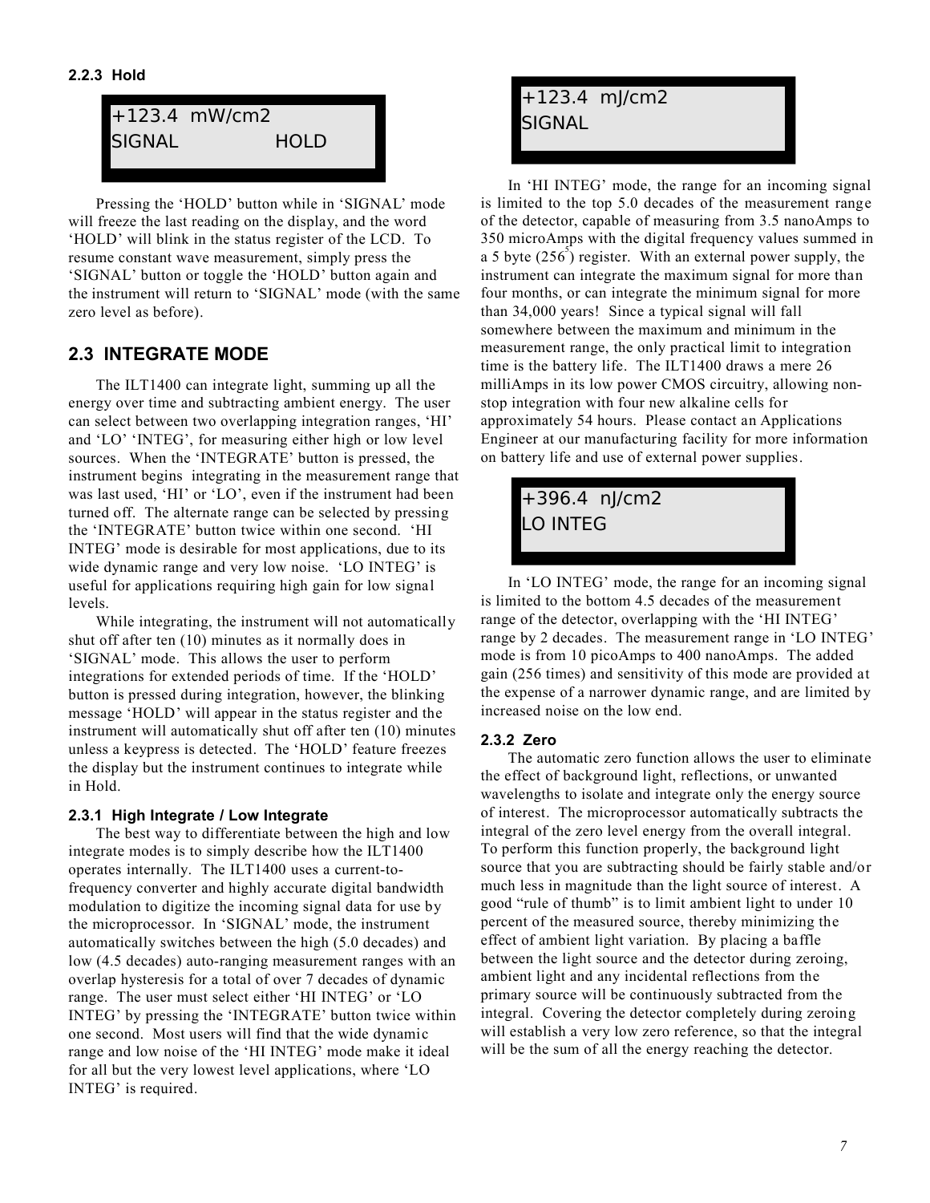### 2.2.3 Hold

```
+123.4  mW/cm2
SIGNAL            HOLD
```

Pressing the 'HOLD' button while in 'SIGNAL' mode will freeze the last reading on the display, and the word 'HOLD' will blink in the status register of the LCD. To resume constant wave measurement, simply press the 'SIGNAL' button or toggle the 'HOLD' button again and the instrument will return to 'SIGNAL' mode (with the same zero level as before).

## 2.3 INTEGRATE MODE

The ILT1400 can integrate light, summing up all the energy over time and subtracting ambient energy. The user can select between two overlapping integration ranges, 'HI' and 'LO' 'INTEG', for measuring either high or low level sources. When the 'INTEGRATE' button is pressed, the instrument begins integrating in the measurement range that was last used, 'HI' or 'LO', even if the instrument had been turned off. The alternate range can be selected by pressing the 'INTEGRATE' button twice within one second. 'HI INTEG' mode is desirable for most applications, due to its wide dynamic range and very low noise. 'LO INTEG' is useful for applications requiring high gain for low signal levels.

While integrating, the instrument will not automatically shut off after ten (10) minutes as it normally does in 'SIGNAL' mode. This allows the user to perform integrations for extended periods of time. If the 'HOLD' button is pressed during integration, however, the blinking message 'HOLD' will appear in the status register and the instrument will automatically shut off after ten (10) minutes unless a keypress is detected. The 'HOLD' feature freezes the display but the instrument continues to integrate while in Hold.

### 2.3.1 High Integrate / Low Integrate

The best way to differentiate between the high and low integrate modes is to simply describe how the ILT1400 operates internally. The ILT1400 uses a current-to-frequency converter and highly accurate digital bandwidth modulation to digitize the incoming signal data for use by the microprocessor. In 'SIGNAL' mode, the instrument automatically switches between the high (5.0 decades) and low (4.5 decades) auto-ranging measurement ranges with an overlap hysteresis for a total of over 7 decades of dynamic range. The user must select either 'HI INTEG' or 'LO INTEG' by pressing the 'INTEGRATE' button twice within one second. Most users will find that the wide dynamic range and low noise of the 'HI INTEG' mode make it ideal for all but the very lowest level applications, where 'LO INTEG' is required.

```
+123.4  mJ/cm2
SIGNAL
```

In 'HI INTEG' mode, the range for an incoming signal is limited to the top 5.0 decades of the measurement range of the detector, capable of measuring from 3.5 nanoAmps to 350 microAmps with the digital frequency values summed in a 5 byte ($256^5$) register. With an external power supply, the instrument can integrate the maximum signal for more than four months, or can integrate the minimum signal for more than 34,000 years! Since a typical signal will fall somewhere between the maximum and minimum in the measurement range, the only practical limit to integration time is the battery life. The ILT1400 draws a mere 26 milliAmps in its low power CMOS circuitry, allowing non-stop integration with four new alkaline cells for approximately 54 hours. Please contact an Applications Engineer at our manufacturing facility for more information on battery life and use of external power supplies.

```
+396.4  nJ/cm2
LO INTEG
```

In 'LO INTEG' mode, the range for an incoming signal is limited to the bottom 4.5 decades of the measurement range of the detector, overlapping with the 'HI INTEG' range by 2 decades. The measurement range in 'LO INTEG' mode is from 10 picoAmps to 400 nanoAmps. The added gain (256 times) and sensitivity of this mode are provided at the expense of a narrower dynamic range, and are limited by increased noise on the low end.

### 2.3.2 Zero

The automatic zero function allows the user to eliminate the effect of background light, reflections, or unwanted wavelengths to isolate and integrate only the energy source of interest. The microprocessor automatically subtracts the integral of the zero level energy from the overall integral. To perform this function properly, the background light source that you are subtracting should be fairly stable and/or much less in magnitude than the light source of interest. A good "rule of thumb" is to limit ambient light to under 10 percent of the measured source, thereby minimizing the effect of ambient light variation. By placing a baffle between the light source and the detector during zeroing, ambient light and any incidental reflections from the primary source will be continuously subtracted from the integral. Covering the detector completely during zeroing will establish a very low zero reference, so that the integral will be the sum of all the energy reaching the detector.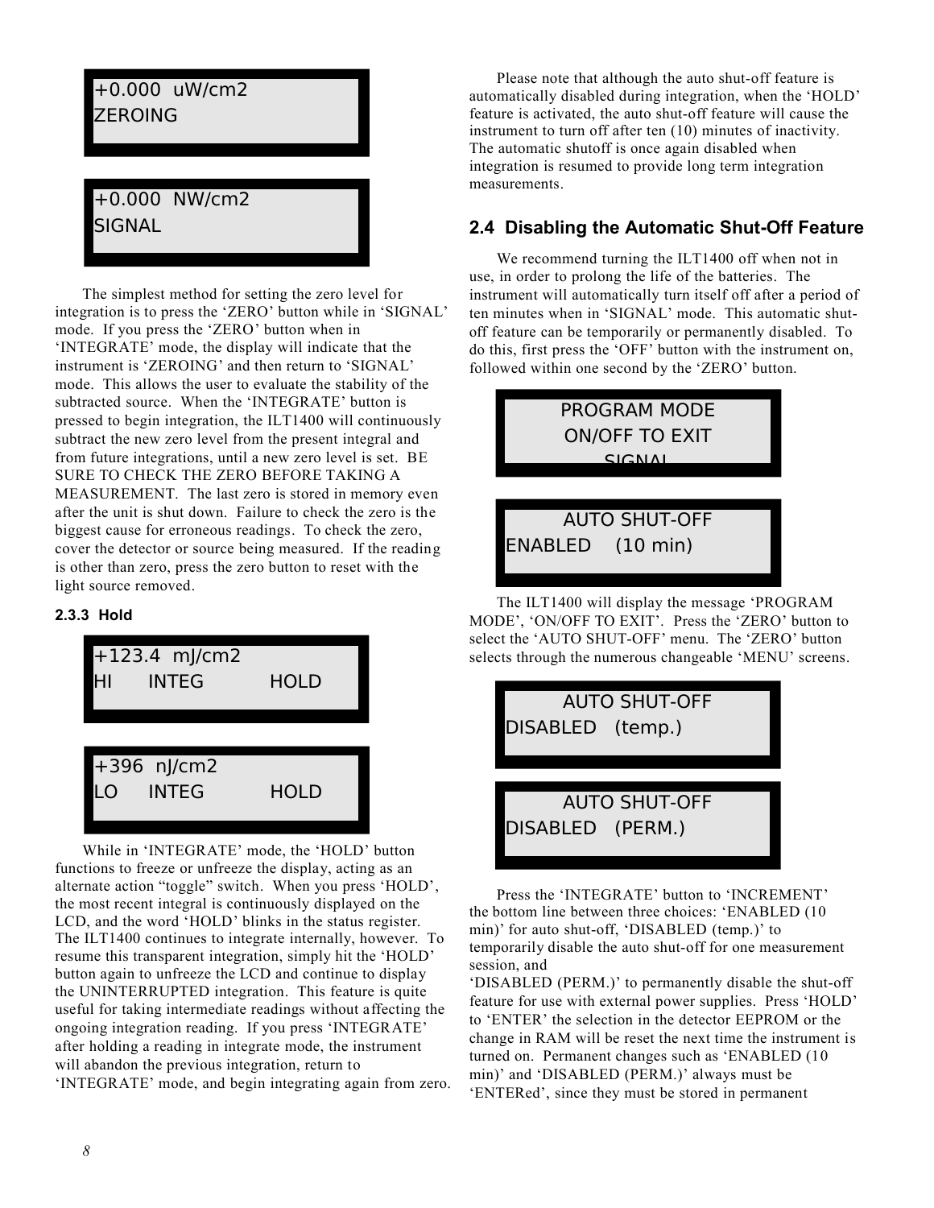```
+0.000  uW/cm2
ZEROING
```

```
+0.000  NW/cm2
SIGNAL
```

The simplest method for setting the zero level for integration is to press the 'ZERO' button while in 'SIGNAL' mode. If you press the 'ZERO' button when in 'INTEGRATE' mode, the display will indicate that the instrument is 'ZEROING' and then return to 'SIGNAL' mode. This allows the user to evaluate the stability of the subtracted source. When the 'INTEGRATE' button is pressed to begin integration, the ILT1400 will continuously subtract the new zero level from the present integral and from future integrations, until a new zero level is set. BE SURE TO CHECK THE ZERO BEFORE TAKING A MEASUREMENT. The last zero is stored in memory even after the unit is shut down. Failure to check the zero is the biggest cause for erroneous readings. To check the zero, cover the detector or source being measured. If the reading is other than zero, press the zero button to reset with the light source removed.

#### 2.3.3 Hold

```
+123.4  mJ/cm2
HI      INTEG          HOLD
```

```
+396  nJ/cm2
LO     INTEG           HOLD
```

While in 'INTEGRATE' mode, the 'HOLD' button functions to freeze or unfreeze the display, acting as an alternate action "toggle" switch. When you press 'HOLD', the most recent integral is continuously displayed on the LCD, and the word 'HOLD' blinks in the status register. The ILT1400 continues to integrate internally, however. To resume this transparent integration, simply hit the 'HOLD' button again to unfreeze the LCD and continue to display the UNINTERRUPTED integration. This feature is quite useful for taking intermediate readings without affecting the ongoing integration reading. If you press 'INTEGRATE' after holding a reading in integrate mode, the instrument will abandon the previous integration, return to 'INTEGRATE' mode, and begin integrating again from zero.

Please note that although the auto shut-off feature is automatically disabled during integration, when the 'HOLD' feature is activated, the auto shut-off feature will cause the instrument to turn off after ten (10) minutes of inactivity. The automatic shutoff is once again disabled when integration is resumed to provide long term integration measurements.

## 2.4 Disabling the Automatic Shut-Off Feature

We recommend turning the ILT1400 off when not in use, in order to prolong the life of the batteries. The instrument will automatically turn itself off after a period of ten minutes when in 'SIGNAL' mode. This automatic shut-off feature can be temporarily or permanently disabled. To do this, first press the 'OFF' button with the instrument on, followed within one second by the 'ZERO' button.

```
PROGRAM MODE
ON/OFF TO EXIT
SIGNAL
```

```
AUTO SHUT-OFF
ENABLED    (10 min)
```

The ILT1400 will display the message 'PROGRAM MODE', 'ON/OFF TO EXIT'. Press the 'ZERO' button to select the 'AUTO SHUT-OFF' menu. The 'ZERO' button selects through the numerous changeable 'MENU' screens.

```
AUTO SHUT-OFF
DISABLED   (temp.)
```

```
AUTO SHUT-OFF
DISABLED   (PERM.)
```

Press the 'INTEGRATE' button to 'INCREMENT' the bottom line between three choices: 'ENABLED (10 min)' for auto shut-off, 'DISABLED (temp.)' to temporarily disable the auto shut-off for one measurement session, and
'DISABLED (PERM.)' to permanently disable the shut-off feature for use with external power supplies. Press 'HOLD' to 'ENTER' the selection in the detector EEPROM or the change in RAM will be reset the next time the instrument is turned on. Permanent changes such as 'ENABLED (10 min)' and 'DISABLED (PERM.)' always must be 'ENTERed', since they must be stored in permanent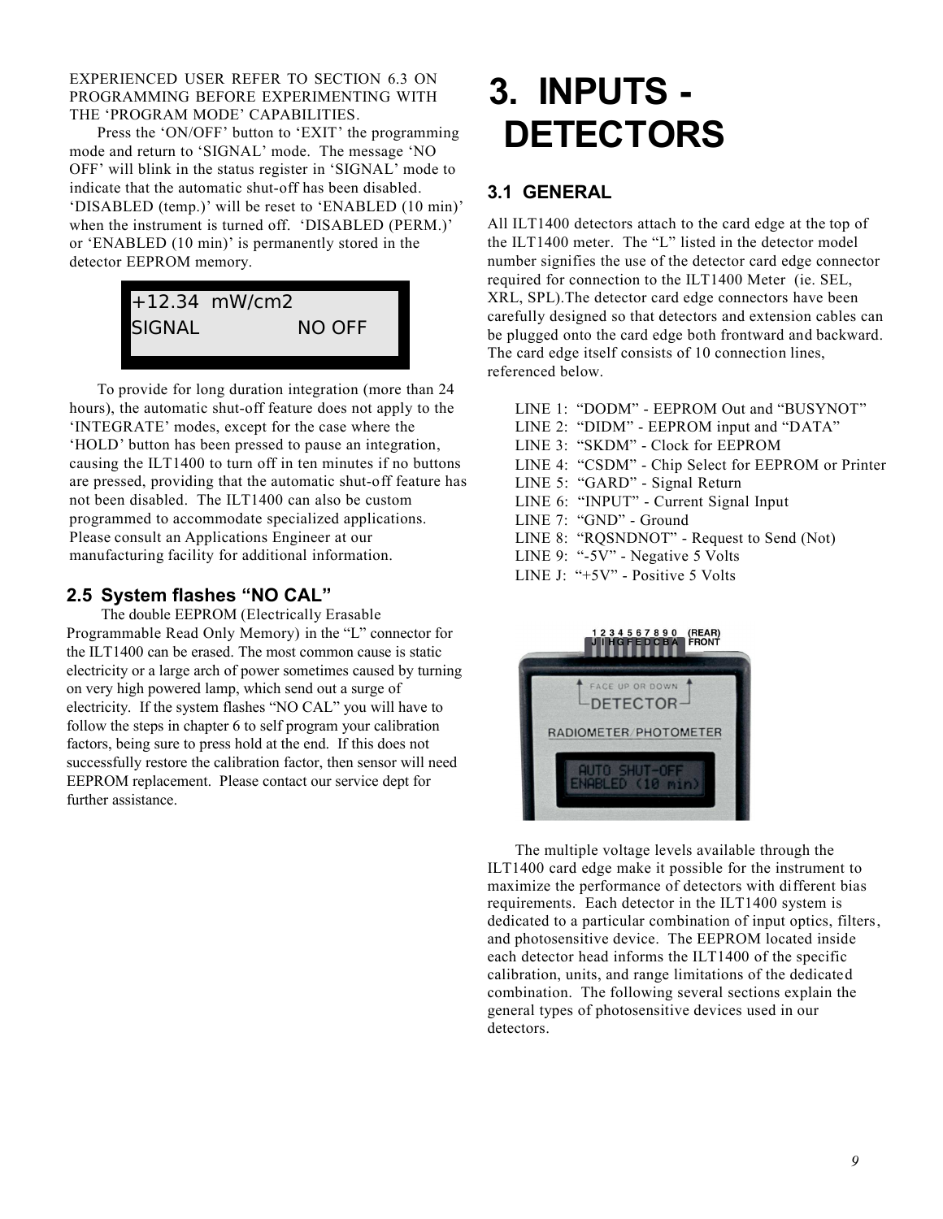EXPERIENCED USER REFER TO SECTION 6.3 ON PROGRAMMING BEFORE EXPERIMENTING WITH THE 'PROGRAM MODE' CAPABILITIES.

Press the 'ON/OFF' button to 'EXIT' the programming mode and return to 'SIGNAL' mode. The message 'NO OFF' will blink in the status register in 'SIGNAL' mode to indicate that the automatic shut-off has been disabled. 'DISABLED (temp.)' will be reset to 'ENABLED (10 min)' when the instrument is turned off. 'DISABLED (PERM.)' or 'ENABLED (10 min)' is permanently stored in the detector EEPROM memory.

```
+12.34  mW/cm2
SIGNAL            NO OFF
```

To provide for long duration integration (more than 24 hours), the automatic shut-off feature does not apply to the 'INTEGRATE' modes, except for the case where the 'HOLD' button has been pressed to pause an integration, causing the ILT1400 to turn off in ten minutes if no buttons are pressed, providing that the automatic shut-off feature has not been disabled. The ILT1400 can also be custom programmed to accommodate specialized applications. Please consult an Applications Engineer at our manufacturing facility for additional information.

## 2.5 System flashes "NO CAL"

The double EEPROM (Electrically Erasable Programmable Read Only Memory) in the "L" connector for the ILT1400 can be erased. The most common cause is static electricity or a large arch of power sometimes caused by turning on very high powered lamp, which send out a surge of electricity. If the system flashes "NO CAL" you will have to follow the steps in chapter 6 to self program your calibration factors, being sure to press hold at the end. If this does not successfully restore the calibration factor, then sensor will need EEPROM replacement. Please contact our service dept for further assistance.

# 3. INPUTS - DETECTORS

## 3.1 GENERAL

All ILT1400 detectors attach to the card edge at the top of the ILT1400 meter. The "L" listed in the detector model number signifies the use of the detector card edge connector required for connection to the ILT1400 Meter (ie. SEL, XRL, SPL).The detector card edge connectors have been carefully designed so that detectors and extension cables can be plugged onto the card edge both frontward and backward. The card edge itself consists of 10 connection lines, referenced below.

LINE 1: "DODM" - EEPROM Out and "BUSYNOT"
LINE 2: "DIDM" - EEPROM input and "DATA"
LINE 3: "SKDM" - Clock for EEPROM
LINE 4: "CSDM" - Chip Select for EEPROM or Printer
LINE 5: "GARD" - Signal Return
LINE 6: "INPUT" - Current Signal Input
LINE 7: "GND" - Ground
LINE 8: "RQSNDNOT" - Request to Send (Not)
LINE 9: "-5V" - Negative 5 Volts
LINE J: "+5V" - Positive 5 Volts

1 2 3 4 5 6 7 8 9 0 (REAR)
J I H G F E D C B A FRONT

FACE UP OR DOWN
DETECTOR
RADIOMETER/PHOTOMETER
AUTO SHUT-OFF
ENABLED (10 min)

The multiple voltage levels available through the ILT1400 card edge make it possible for the instrument to maximize the performance of detectors with different bias requirements. Each detector in the ILT1400 system is dedicated to a particular combination of input optics, filters, and photosensitive device. The EEPROM located inside each detector head informs the ILT1400 of the specific calibration, units, and range limitations of the dedicated combination. The following several sections explain the general types of photosensitive devices used in our detectors.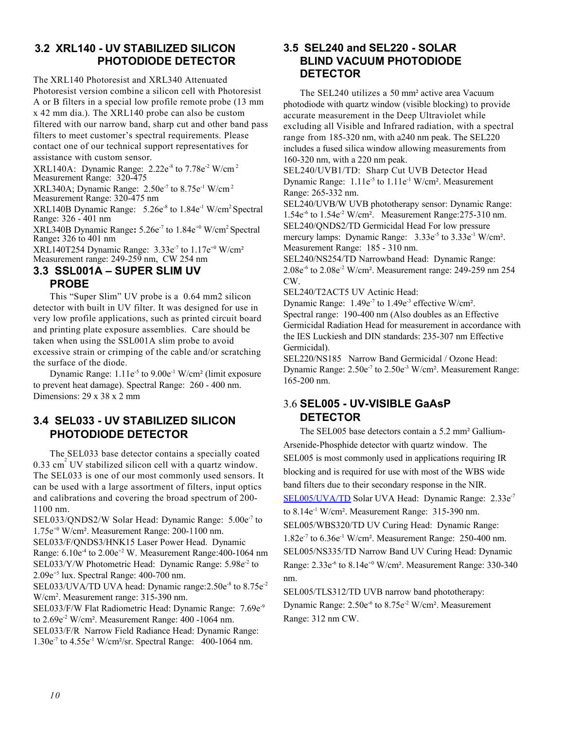## 3.2 XRL140 - UV STABILIZED SILICON PHOTODIODE DETECTOR

The XRL140 Photoresist and XRL340 Attenuated Photoresist version combine a silicon cell with Photoresist A or B filters in a special low profile remote probe (13 mm x 42 mm dia.). The XRL140 probe can also be custom filtered with our narrow band, sharp cut and other band pass filters to meet customer's spectral requirements. Please contact one of our technical support representatives for assistance with custom sensor.

XRL140A: Dynamic Range: $2.22e^{-8}$ to $7.78e^{-2}$ W/cm$^2$ Measurement Range: 320-475

XRL340A; Dynamic Range: $2.50e^{-7}$ to $8.75e^{-1}$ W/cm$^2$ Measurement Range: 320-475 nm

XRL140B Dynamic Range: $5.26e^{-8}$ to $1.84e^{-1}$ W/cm$^2$ Spectral Range: 326 - 401 nm

XRL340B Dynamic Range**:** $5.26e^{-7}$ to $1.84e^{+0}$ W/cm$^2$ Spectral Range**:** 326 to 401 nm

XRL140T254 Dynamic Range: $3.33e^{-7}$ to $1.17e^{+0}$ W/cm² Measurement range: 249-259 nm, CW 254 nm

## 3.3 SSL001A – SUPER SLIM UV PROBE

This "Super Slim" UV probe is a 0.64 mm2 silicon detector with built in UV filter. It was designed for use in very low profile applications, such as printed circuit board and printing plate exposure assemblies. Care should be taken when using the SSL001A slim probe to avoid excessive strain or crimping of the cable and/or scratching the surface of the diode.

Dynamic Range: $1.11e^{-5}$ to $9.00e^{-1}$ W/cm² (limit exposure to prevent heat damage). Spectral Range: 260 - 400 nm. Dimensions: 29 x 38 x 2 mm

## 3.4 SEL033 - UV STABILIZED SILICON PHOTODIODE DETECTOR

The SEL033 base detector contains a specially coated 0.33 cm$^2$ UV stabilized silicon cell with a quartz window. The SEL033 is one of our most commonly used sensors. It can be used with a large assortment of filters, input optics and calibrations and covering the broad spectrum of 200-1100 nm.

SEL033/QNDS2/W Solar Head: Dynamic Range: $5.00e^{-7}$ to $1.75e^{+0}$ W/cm². Measurement Range: 200-1100 nm.

SEL033/F/QNDS3/HNK15 Laser Power Head. Dynamic Range: $6.10e^{-4}$ to $2.00e^{+2}$ W. Measurement Range:400-1064 nm

SEL033/Y/W Photometric Head: Dynamic Range: $5.98e^{-2}$ to $2.09e^{+5}$ lux. Spectral Range: 400-700 nm.

SEL033/UVA/TD UVA head: Dynamic range:$2.50e^{-8}$ to $8.75e^{-2}$ W/cm$^2$. Measurement range: 315-390 nm.

SEL033/F/W Flat Radiometric Head: Dynamic Range: $7.69e^{-9}$ to $2.69e^{-2}$ W/cm². Measurement Range: 400 -1064 nm.

SEL033/F/R Narrow Field Radiance Head: Dynamic Range: $1.30e^{-7}$ to $4.55e^{-1}$ W/cm²/sr. Spectral Range: 400-1064 nm.

## 3.5 SEL240 and SEL220 - SOLAR BLIND VACUUM PHOTODIODE DETECTOR

The SEL240 utilizes a 50 mm² active area Vacuum photodiode with quartz window (visible blocking) to provide accurate measurement in the Deep Ultraviolet while excluding all Visible and Infrared radiation, with a spectral range from 185-320 nm, with a240 nm peak. The SEL220 includes a fused silica window allowing measurements from 160-320 nm, with a 220 nm peak.

SEL240/UVB1/TD: Sharp Cut UVB Detector Head Dynamic Range: $1.11e^{-5}$ to $1.11e^{-1}$ W/cm². Measurement Range: 265-332 nm.

SEL240/UVB/W UVB phototherapy sensor: Dynamic Range: $1.54e^{-6}$ to $1.54e^{-2}$ W/cm². Measurement Range:275-310 nm.

SEL240/QNDS2/TD Germicidal Head For low pressure mercury lamps: Dynamic Range: $3.33e^{-5}$ to $3.33e^{-1}$ W/cm². Measurement Range: 185 - 310 nm.

SEL240/NS254/TD Narrowband Head: Dynamic Range: $2.08e^{-6}$ to $2.08e^{-2}$ W/cm². Measurement range: 249-259 nm 254 CW.

SEL240/T2ACT5 UV Actinic Head:
Dynamic Range: $1.49e^{-7}$ to $1.49e^{-3}$ effective W/cm². Spectral range: 190-400 nm (Also doubles as an Effective Germicidal Radiation Head for measurement in accordance with the IES Luckiesh and DIN standards: 235-307 nm Effective Germicidal).

SEL220/NS185 Narrow Band Germicidal / Ozone Head: Dynamic Range: $2.50e^{-7}$ to $2.50e^{-3}$ W/cm². Measurement Range: 165-200 nm.

## 3.6 SEL005 - UV-VISIBLE GaAsP DETECTOR

The SEL005 base detectors contain a 5.2 mm² Gallium-Arsenide-Phosphide detector with quartz window. The SEL005 is most commonly used in applications requiring IR blocking and is required for use with most of the WBS wide band filters due to their secondary response in the NIR.

SEL005/UVA/TD Solar UVA Head: Dynamic Range: $2.33e^{-7}$ to $8.14e^{-1}$ W/cm². Measurement Range: 315-390 nm.

SEL005/WBS320/TD UV Curing Head: Dynamic Range: $1.82e^{-7}$ to $6.36e^{-1}$ W/cm². Measurement Range: 250-400 nm.

SEL005/NS335/TD Narrow Band UV Curing Head: Dynamic Range: $2.33e^{-6}$ to $8.14e^{+0}$ W/cm². Measurement Range: 330-340 nm.

SEL005/TLS312/TD UVB narrow band phototherapy: Dynamic Range: $2.50e^{-6}$ to $8.75e^{-2}$ W/cm². Measurement Range: 312 nm CW.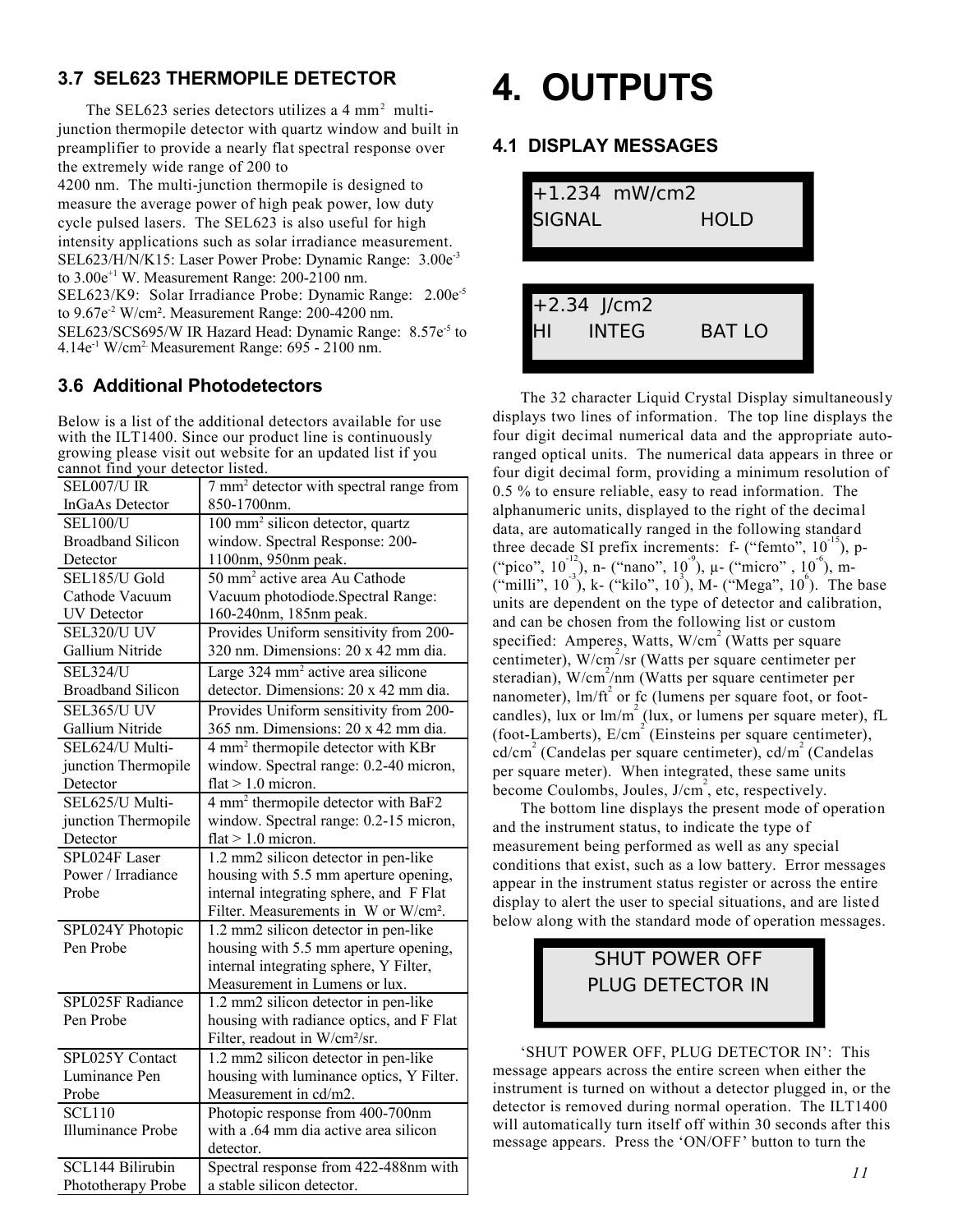### 3.7 SEL623 THERMOPILE DETECTOR

The SEL623 series detectors utilizes a 4 mm$^2$ multi-junction thermopile detector with quartz window and built in preamplifier to provide a nearly flat spectral response over the extremely wide range of 200 to 4200 nm. The multi-junction thermopile is designed to measure the average power of high peak power, low duty cycle pulsed lasers. The SEL623 is also useful for high intensity applications such as solar irradiance measurement.

SEL623/H/N/K15: Laser Power Probe: Dynamic Range: 3.00e$^{-3}$ to 3.00e$^{+1}$ W. Measurement Range: 200-2100 nm.

SEL623/K9: Solar Irradiance Probe: Dynamic Range: 2.00e$^{-5}$ to 9.67e$^{-2}$ W/cm². Measurement Range: 200-4200 nm.

SEL623/SCS695/W IR Hazard Head: Dynamic Range: 8.57e$^{-5}$ to 4.14e$^{-1}$ W/cm$^2$ Measurement Range: 695 - 2100 nm.

### 3.6 Additional Photodetectors

Below is a list of the additional detectors available for use with the ILT1400. Since our product line is continuously growing please visit out website for an updated list if you cannot find your detector listed.

| | |
|---|---|
| SEL007/U IR InGaAs Detector | 7 mm$^2$ detector with spectral range from 850-1700nm. |
| SEL100/U Broadband Silicon Detector | 100 mm$^2$ silicon detector, quartz window. Spectral Response: 200-1100nm, 950nm peak. |
| SEL185/U Gold Cathode Vacuum UV Detector | 50 mm$^2$ active area Au Cathode Vacuum photodiode.Spectral Range: 160-240nm, 185nm peak. |
| SEL320/U UV Gallium Nitride | Provides Uniform sensitivity from 200-320 nm. Dimensions: 20 x 42 mm dia. |
| SEL324/U Broadband Silicon | Large 324 mm$^2$ active area silicone detector. Dimensions: 20 x 42 mm dia. |
| SEL365/U UV Gallium Nitride | Provides Uniform sensitivity from 200-365 nm. Dimensions: 20 x 42 mm dia. |
| SEL624/U Multi-junction Thermopile Detector | 4 mm$^2$ thermopile detector with KBr window. Spectral range: 0.2-40 micron, flat > 1.0 micron. |
| SEL625/U Multi-junction Thermopile Detector | 4 mm$^2$ thermopile detector with BaF2 window. Spectral range: 0.2-15 micron, flat > 1.0 micron. |
| SPL024F Laser Power / Irradiance Probe | 1.2 mm2 silicon detector in pen-like housing with 5.5 mm aperture opening, internal integrating sphere, and F Flat Filter. Measurements in W or W/cm². |
| SPL024Y Photopic Pen Probe | 1.2 mm2 silicon detector in pen-like housing with 5.5 mm aperture opening, internal integrating sphere, Y Filter, Measurement in Lumens or lux. |
| SPL025F Radiance Pen Probe | 1.2 mm2 silicon detector in pen-like housing with radiance optics, and F Flat Filter, readout in W/cm²/sr. |
| SPL025Y Contact Luminance Pen Probe | 1.2 mm2 silicon detector in pen-like housing with luminance optics, Y Filter. Measurement in cd/m2. |
| SCL110 Illuminance Probe | Photopic response from 400-700nm with a .64 mm dia active area silicon detector. |
| SCL144 Bilirubin Phototherapy Probe | Spectral response from 422-488nm with a stable silicon detector. |

# 4. OUTPUTS

## 4.1 DISPLAY MESSAGES

```
+1.234  mW/cm2
SIGNAL          HOLD
```

```
+2.34  J/cm2
HI     INTEG    BAT LO
```

The 32 character Liquid Crystal Display simultaneously displays two lines of information. The top line displays the four digit decimal numerical data and the appropriate auto-ranged optical units. The numerical data appears in three or four digit decimal form, providing a minimum resolution of 0.5 % to ensure reliable, easy to read information. The alphanumeric units, displayed to the right of the decimal data, are automatically ranged in the following standard three decade SI prefix increments: f- ("femto", $10^{-15}$), p- ("pico", $10^{-12}$), n- ("nano", $10^{-9}$), µ- ("micro" , $10^{-6}$), m- ("milli", $10^{-3}$), k- ("kilo", $10^{3}$), M- ("Mega", $10^{6}$). The base units are dependent on the type of detector and calibration, and can be chosen from the following list or custom specified: Amperes, Watts, W/cm$^2$ (Watts per square centimeter), W/cm$^2$/sr (Watts per square centimeter per steradian), W/cm$^2$/nm (Watts per square centimeter per nanometer), lm/ft$^2$ or fc (lumens per square foot, or foot-candles), lux or lm/m$^2$ (lux, or lumens per square meter), fL (foot-Lamberts), E/cm$^2$ (Einsteins per square centimeter), cd/cm$^2$ (Candelas per square centimeter), cd/m$^2$ (Candelas per square meter). When integrated, these same units become Coulombs, Joules, J/cm$^2$, etc, respectively.

The bottom line displays the present mode of operation and the instrument status, to indicate the type of measurement being performed as well as any special conditions that exist, such as a low battery. Error messages appear in the instrument status register or across the entire display to alert the user to special situations, and are listed below along with the standard mode of operation messages.

```
SHUT POWER OFF
PLUG DETECTOR IN
```

'SHUT POWER OFF, PLUG DETECTOR IN': This message appears across the entire screen when either the instrument is turned on without a detector plugged in, or the detector is removed during normal operation. The ILT1400 will automatically turn itself off within 30 seconds after this message appears. Press the 'ON/OFF' button to turn the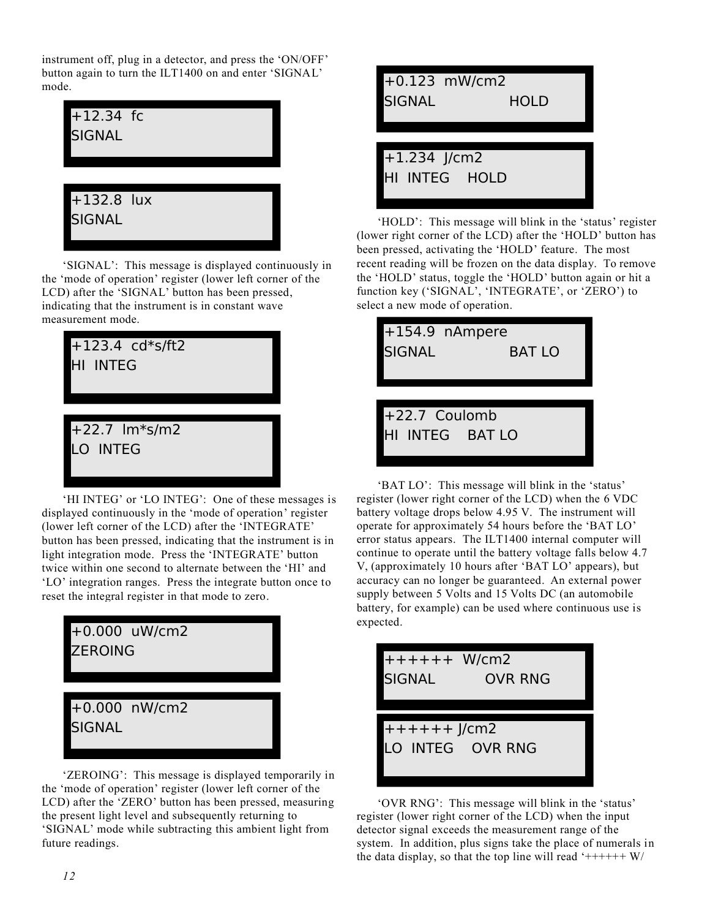instrument off, plug in a detector, and press the 'ON/OFF' button again to turn the ILT1400 on and enter 'SIGNAL' mode.

```
+12.34  fc
SIGNAL
```

```
+132.8  lux
SIGNAL
```

'SIGNAL': This message is displayed continuously in the 'mode of operation' register (lower left corner of the LCD) after the 'SIGNAL' button has been pressed, indicating that the instrument is in constant wave measurement mode.

```
+123.4  cd*s/ft2
HI  INTEG
```

```
+22.7  lm*s/m2
LO  INTEG
```

'HI INTEG' or 'LO INTEG': One of these messages is displayed continuously in the 'mode of operation' register (lower left corner of the LCD) after the 'INTEGRATE' button has been pressed, indicating that the instrument is in light integration mode. Press the 'INTEGRATE' button twice within one second to alternate between the 'HI' and 'LO' integration ranges. Press the integrate button once to reset the integral register in that mode to zero.

```
+0.000  uW/cm2
ZEROING
```

```
+0.000  nW/cm2
SIGNAL
```

'ZEROING': This message is displayed temporarily in the 'mode of operation' register (lower left corner of the LCD) after the 'ZERO' button has been pressed, measuring the present light level and subsequently returning to 'SIGNAL' mode while subtracting this ambient light from future readings.

```
+0.123  mW/cm2
SIGNAL          HOLD
```

```
+1.234  J/cm2
HI  INTEG   HOLD
```

'HOLD': This message will blink in the 'status' register (lower right corner of the LCD) after the 'HOLD' button has been pressed, activating the 'HOLD' feature. The most recent reading will be frozen on the data display. To remove the 'HOLD' status, toggle the 'HOLD' button again or hit a function key ('SIGNAL', 'INTEGRATE', or 'ZERO') to select a new mode of operation.

```
+154.9  nAmpere
SIGNAL          BAT LO
```

```
+22.7  Coulomb
HI  INTEG   BAT LO
```

'BAT LO': This message will blink in the 'status' register (lower right corner of the LCD) when the 6 VDC battery voltage drops below 4.95 V. The instrument will operate for approximately 54 hours before the 'BAT LO' error status appears. The ILT1400 internal computer will continue to operate until the battery voltage falls below 4.7 V, (approximately 10 hours after 'BAT LO' appears), but accuracy can no longer be guaranteed. An external power supply between 5 Volts and 15 Volts DC (an automobile battery, for example) can be used where continuous use is expected.

```
++++++  W/cm2
SIGNAL        OVR RNG
```

```
++++++ J/cm2
LO  INTEG   OVR RNG
```

'OVR RNG': This message will blink in the 'status' register (lower right corner of the LCD) when the input detector signal exceeds the measurement range of the system. In addition, plus signs take the place of numerals in the data display, so that the top line will read '++++++ W/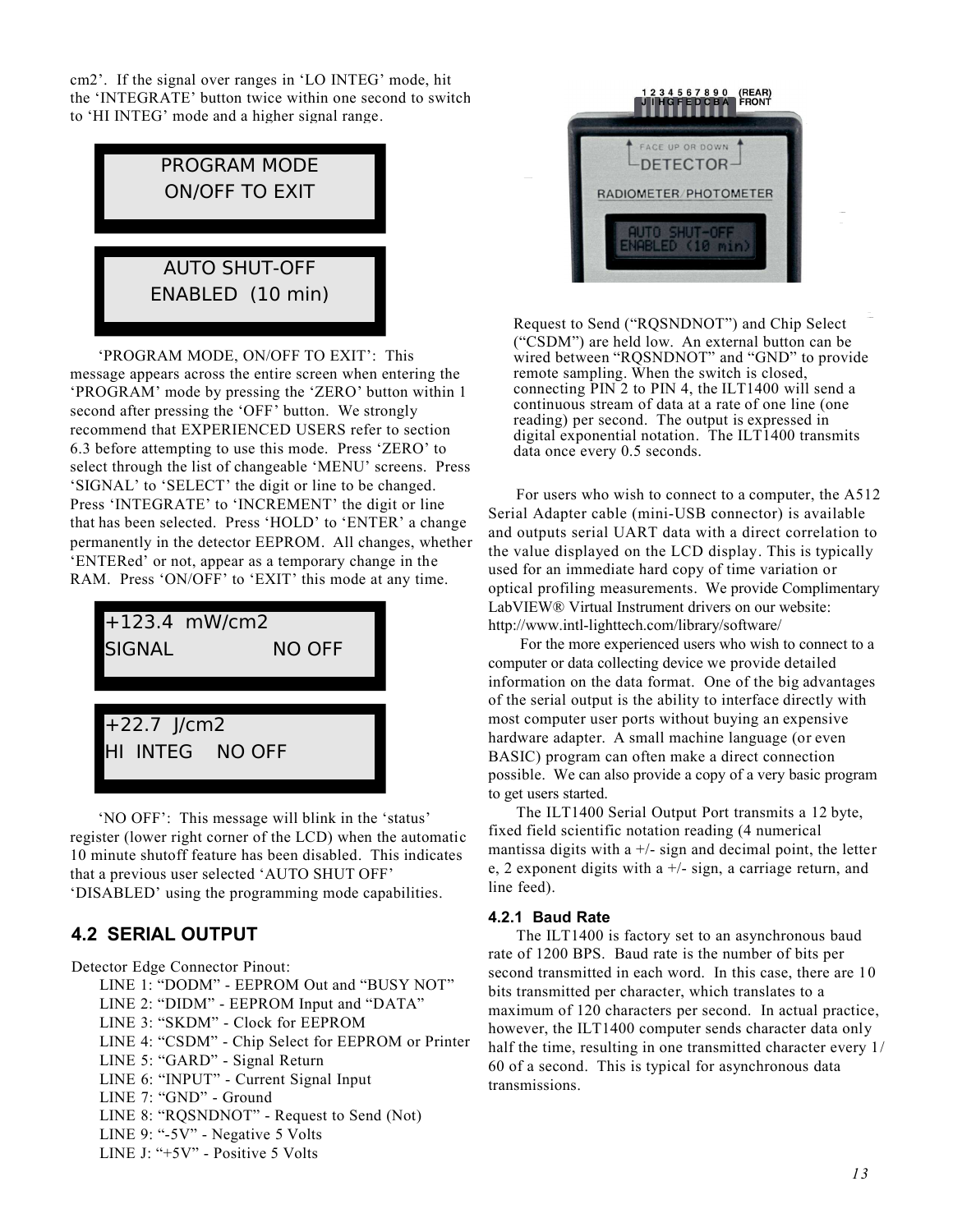cm2'. If the signal over ranges in 'LO INTEG' mode, hit the 'INTEGRATE' button twice within one second to switch to 'HI INTEG' mode and a higher signal range.

```
PROGRAM MODE
ON/OFF TO EXIT
```

```
AUTO SHUT-OFF
ENABLED  (10 min)
```

'PROGRAM MODE, ON/OFF TO EXIT': This message appears across the entire screen when entering the 'PROGRAM' mode by pressing the 'ZERO' button within 1 second after pressing the 'OFF' button. We strongly recommend that EXPERIENCED USERS refer to section 6.3 before attempting to use this mode. Press 'ZERO' to select through the list of changeable 'MENU' screens. Press 'SIGNAL' to 'SELECT' the digit or line to be changed. Press 'INTEGRATE' to 'INCREMENT' the digit or line that has been selected. Press 'HOLD' to 'ENTER' a change permanently in the detector EEPROM. All changes, whether 'ENTERed' or not, appear as a temporary change in the RAM. Press 'ON/OFF' to 'EXIT' this mode at any time.

```
+123.4  mW/cm2
SIGNAL          NO OFF
```

```
+22.7  J/cm2
HI  INTEG    NO OFF
```

'NO OFF': This message will blink in the 'status' register (lower right corner of the LCD) when the automatic 10 minute shutoff feature has been disabled. This indicates that a previous user selected 'AUTO SHUT OFF' 'DISABLED' using the programming mode capabilities.

## 4.2 SERIAL OUTPUT

Detector Edge Connector Pinout:

- LINE 1: "DODM" - EEPROM Out and "BUSY NOT"
- LINE 2: "DIDM" - EEPROM Input and "DATA"
- LINE 3: "SKDM" - Clock for EEPROM
- LINE 4: "CSDM" - Chip Select for EEPROM or Printer
- LINE 5: "GARD" - Signal Return
- LINE 6: "INPUT" - Current Signal Input
- LINE 7: "GND" - Ground
- LINE 8: "RQSNDNOT" - Request to Send (Not)
- LINE 9: "-5V" - Negative 5 Volts
- LINE J: "+5V" - Positive 5 Volts

1 2 3 4 5 6 7 8 9 0 (REAR)
J I H G F E D C B A FRONT

Request to Send ("RQSNDNOT") and Chip Select ("CSDM") are held low. An external button can be wired between "RQSNDNOT" and "GND" to provide remote sampling. When the switch is closed, connecting PIN 2 to PIN 4, the ILT1400 will send a continuous stream of data at a rate of one line (one reading) per second. The output is expressed in digital exponential notation. The ILT1400 transmits data once every 0.5 seconds.

For users who wish to connect to a computer, the A512 Serial Adapter cable (mini-USB connector) is available and outputs serial UART data with a direct correlation to the value displayed on the LCD display. This is typically used for an immediate hard copy of time variation or optical profiling measurements. We provide Complimentary LabVIEW® Virtual Instrument drivers on our website: http://www.intl-lighttech.com/library/software/

For the more experienced users who wish to connect to a computer or data collecting device we provide detailed information on the data format. One of the big advantages of the serial output is the ability to interface directly with most computer user ports without buying an expensive hardware adapter. A small machine language (or even BASIC) program can often make a direct connection possible. We can also provide a copy of a very basic program to get users started.

The ILT1400 Serial Output Port transmits a 12 byte, fixed field scientific notation reading (4 numerical mantissa digits with a +/- sign and decimal point, the letter e, 2 exponent digits with a +/- sign, a carriage return, and line feed).

### 4.2.1 Baud Rate

The ILT1400 is factory set to an asynchronous baud rate of 1200 BPS. Baud rate is the number of bits per second transmitted in each word. In this case, there are 10 bits transmitted per character, which translates to a maximum of 120 characters per second. In actual practice, however, the ILT1400 computer sends character data only half the time, resulting in one transmitted character every 1/60 of a second. This is typical for asynchronous data transmissions.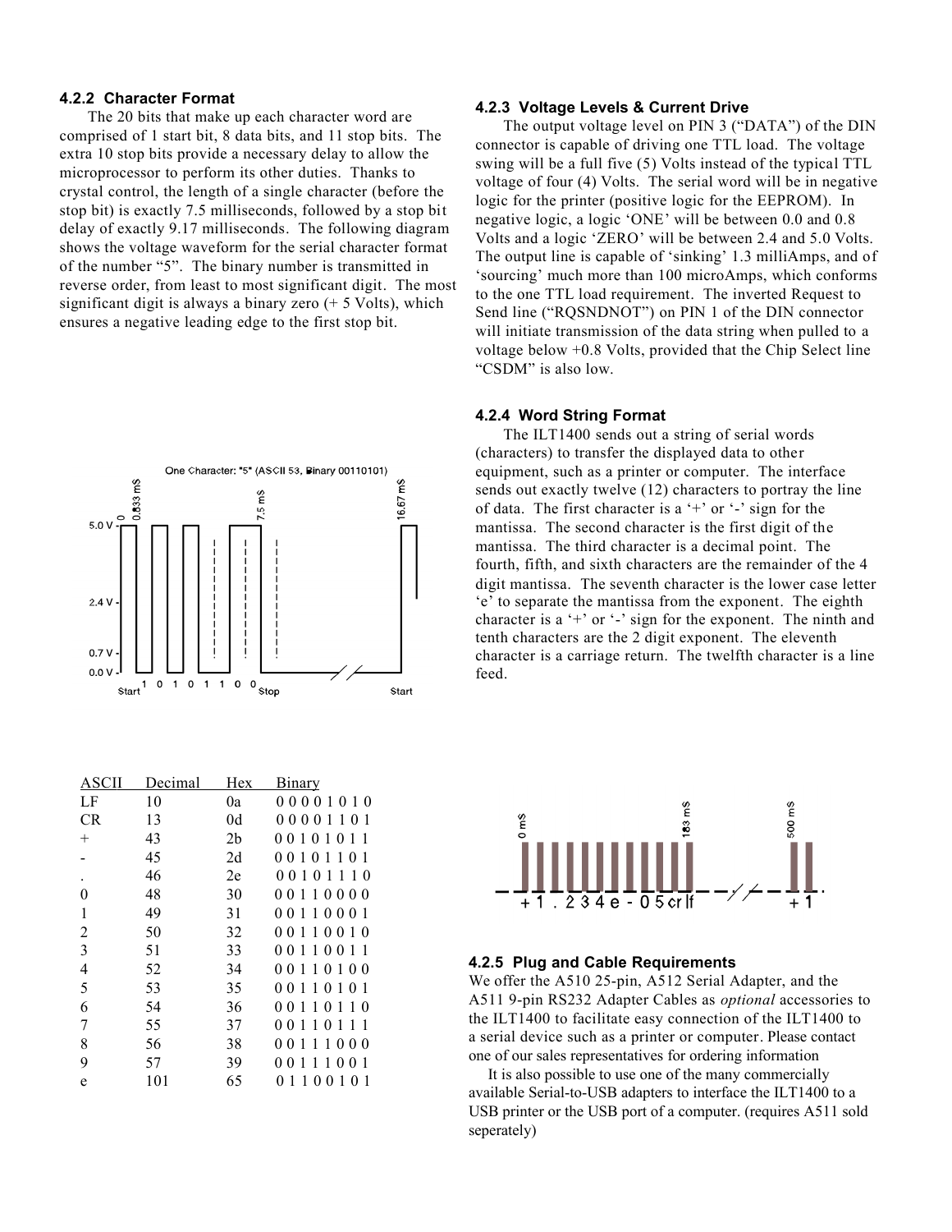#### 4.2.2 Character Format

The 20 bits that make up each character word are comprised of 1 start bit, 8 data bits, and 11 stop bits. The extra 10 stop bits provide a necessary delay to allow the microprocessor to perform its other duties. Thanks to crystal control, the length of a single character (before the stop bit) is exactly 7.5 milliseconds, followed by a stop bit delay of exactly 9.17 milliseconds. The following diagram shows the voltage waveform for the serial character format of the number "5". The binary number is transmitted in reverse order, from least to most significant digit. The most significant digit is always a binary zero (+ 5 Volts), which ensures a negative leading edge to the first stop bit.

One Character: "5" (ASCII 53, Binary 00110101)

| ASCII | Decimal | Hex | Binary |
|---|---|---|---|
| LF | 10 | 0a | 0 0 0 0 1 0 1 0 |
| CR | 13 | 0d | 0 0 0 0 1 1 0 1 |
| + | 43 | 2b | 0 0 1 0 1 0 1 1 |
| - | 45 | 2d | 0 0 1 0 1 1 0 1 |
| . | 46 | 2e | 0 0 1 0 1 1 1 0 |
| 0 | 48 | 30 | 0 0 1 1 0 0 0 0 |
| 1 | 49 | 31 | 0 0 1 1 0 0 0 1 |
| 2 | 50 | 32 | 0 0 1 1 0 0 1 0 |
| 3 | 51 | 33 | 0 0 1 1 0 0 1 1 |
| 4 | 52 | 34 | 0 0 1 1 0 1 0 0 |
| 5 | 53 | 35 | 0 0 1 1 0 1 0 1 |
| 6 | 54 | 36 | 0 0 1 1 0 1 1 0 |
| 7 | 55 | 37 | 0 0 1 1 0 1 1 1 |
| 8 | 56 | 38 | 0 0 1 1 1 0 0 0 |
| 9 | 57 | 39 | 0 0 1 1 1 0 0 1 |
| e | 101 | 65 | 0 1 1 0 0 1 0 1 |

#### 4.2.3 Voltage Levels & Current Drive

The output voltage level on PIN 3 ("DATA") of the DIN connector is capable of driving one TTL load. The voltage swing will be a full five (5) Volts instead of the typical TTL voltage of four (4) Volts. The serial word will be in negative logic for the printer (positive logic for the EEPROM). In negative logic, a logic 'ONE' will be between 0.0 and 0.8 Volts and a logic 'ZERO' will be between 2.4 and 5.0 Volts. The output line is capable of 'sinking' 1.3 milliAmps, and of 'sourcing' much more than 100 microAmps, which conforms to the one TTL load requirement. The inverted Request to Send line ("RQSNDNOT") on PIN 1 of the DIN connector will initiate transmission of the data string when pulled to a voltage below +0.8 Volts, provided that the Chip Select line "CSDM" is also low.

#### 4.2.4 Word String Format

The ILT1400 sends out a string of serial words (characters) to transfer the displayed data to other equipment, such as a printer or computer. The interface sends out exactly twelve (12) characters to portray the line of data. The first character is a '+' or '-' sign for the mantissa. The second character is the first digit of the mantissa. The third character is a decimal point. The fourth, fifth, and sixth characters are the remainder of the 4 digit mantissa. The seventh character is the lower case letter 'e' to separate the mantissa from the exponent. The eighth character is a '+' or '-' sign for the exponent. The ninth and tenth characters are the 2 digit exponent. The eleventh character is a carriage return. The twelfth character is a line feed.

#### 4.2.5 Plug and Cable Requirements

We offer the A510 25-pin, A512 Serial Adapter, and the A511 9-pin RS232 Adapter Cables as *optional* accessories to facilitate easy connection of the ILT1400 to a serial device such as a printer or computer. Please contact one of our sales representatives for ordering information

It is also possible to use one of the many commercially available Serial-to-USB adapters to interface the ILT1400 to a USB printer or the USB port of a computer. (requires A511 sold seperately)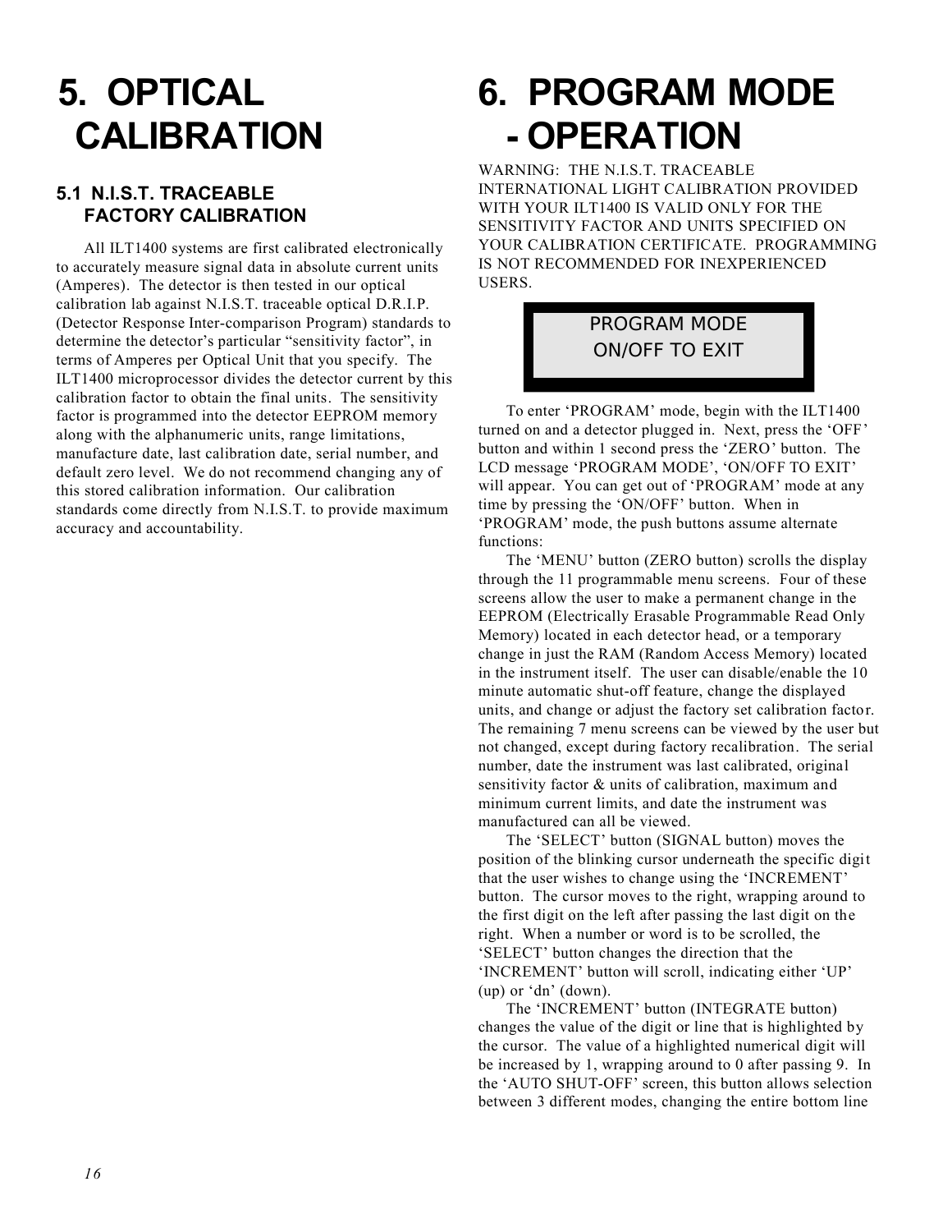# 5. OPTICAL CALIBRATION

## 5.1 N.I.S.T. TRACEABLE FACTORY CALIBRATION

All ILT1400 systems are first calibrated electronically to accurately measure signal data in absolute current units (Amperes). The detector is then tested in our optical calibration lab against N.I.S.T. traceable optical D.R.I.P. (Detector Response Inter-comparison Program) standards to determine the detector's particular "sensitivity factor", in terms of Amperes per Optical Unit that you specify. The ILT1400 microprocessor divides the detector current by this calibration factor to obtain the final units. The sensitivity factor is programmed into the detector EEPROM memory along with the alphanumeric units, range limitations, manufacture date, last calibration date, serial number, and default zero level. We do not recommend changing any of this stored calibration information. Our calibration standards come directly from N.I.S.T. to provide maximum accuracy and accountability.

# 6. PROGRAM MODE - OPERATION

WARNING: THE N.I.S.T. TRACEABLE INTERNATIONAL LIGHT CALIBRATION PROVIDED WITH YOUR ILT1400 IS VALID ONLY FOR THE SENSITIVITY FACTOR AND UNITS SPECIFIED ON YOUR CALIBRATION CERTIFICATE. PROGRAMMING IS NOT RECOMMENDED FOR INEXPERIENCED USERS.

```
PROGRAM MODE
ON/OFF TO EXIT
```

To enter 'PROGRAM' mode, begin with the ILT1400 turned on and a detector plugged in. Next, press the 'OFF' button and within 1 second press the 'ZERO' button. The LCD message 'PROGRAM MODE', 'ON/OFF TO EXIT' will appear. You can get out of 'PROGRAM' mode at any time by pressing the 'ON/OFF' button. When in 'PROGRAM' mode, the push buttons assume alternate functions:

The 'MENU' button (ZERO button) scrolls the display through the 11 programmable menu screens. Four of these screens allow the user to make a permanent change in the EEPROM (Electrically Erasable Programmable Read Only Memory) located in each detector head, or a temporary change in just the RAM (Random Access Memory) located in the instrument itself. The user can disable/enable the 10 minute automatic shut-off feature, change the displayed units, and change or adjust the factory set calibration factor. The remaining 7 menu screens can be viewed by the user but not changed, except during factory recalibration. The serial number, date the instrument was last calibrated, original sensitivity factor & units of calibration, maximum and minimum current limits, and date the instrument was manufactured can all be viewed.

The 'SELECT' button (SIGNAL button) moves the position of the blinking cursor underneath the specific digit that the user wishes to change using the 'INCREMENT' button. The cursor moves to the right, wrapping around to the first digit on the left after passing the last digit on the right. When a number or word is to be scrolled, the 'SELECT' button changes the direction that the 'INCREMENT' button will scroll, indicating either 'UP' (up) or 'dn' (down).

The 'INCREMENT' button (INTEGRATE button) changes the value of the digit or line that is highlighted by the cursor. The value of a highlighted numerical digit will be increased by 1, wrapping around to 0 after passing 9. In the 'AUTO SHUT-OFF' screen, this button allows selection between 3 different modes, changing the entire bottom line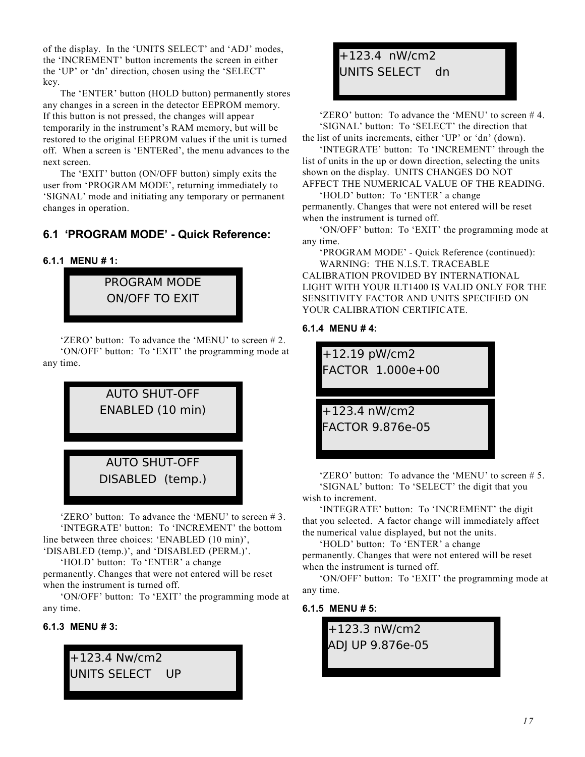of the display. In the 'UNITS SELECT' and 'ADJ' modes, the 'INCREMENT' button increments the screen in either the 'UP' or 'dn' direction, chosen using the 'SELECT' key.

The 'ENTER' button (HOLD button) permanently stores any changes in a screen in the detector EEPROM memory. If this button is not pressed, the changes will appear temporarily in the instrument's RAM memory, but will be restored to the original EEPROM values if the unit is turned off. When a screen is 'ENTERed', the menu advances to the next screen.

The 'EXIT' button (ON/OFF button) simply exits the user from 'PROGRAM MODE', returning immediately to 'SIGNAL' mode and initiating any temporary or permanent changes in operation.

## 6.1 'PROGRAM MODE' - Quick Reference:

### 6.1.1 MENU # 1:

```
PROGRAM MODE
ON/OFF TO EXIT
```

'ZERO' button: To advance the 'MENU' to screen # 2.

'ON/OFF' button: To 'EXIT' the programming mode at any time.

```
AUTO SHUT-OFF
ENABLED (10 min)
```

```
AUTO SHUT-OFF
DISABLED (temp.)
```

'ZERO' button: To advance the 'MENU' to screen # 3.

'INTEGRATE' button: To 'INCREMENT' the bottom line between three choices: 'ENABLED (10 min)', 'DISABLED (temp.)', and 'DISABLED (PERM.)'.

'HOLD' button: To 'ENTER' a change permanently. Changes that were not entered will be reset when the instrument is turned off.

'ON/OFF' button: To 'EXIT' the programming mode at any time.

### 6.1.3 MENU # 3:

```
+123.4 Nw/cm2
UNITS SELECT    UP
```

```
+123.4  nW/cm2
UNITS SELECT    dn
```

'ZERO' button: To advance the 'MENU' to screen # 4.

'SIGNAL' button: To 'SELECT' the direction that the list of units increments, either 'UP' or 'dn' (down).

'INTEGRATE' button: To 'INCREMENT' through the list of units in the up or down direction, selecting the units shown on the display. UNITS CHANGES DO NOT AFFECT THE NUMERICAL VALUE OF THE READING.

'HOLD' button: To 'ENTER' a change permanently. Changes that were not entered will be reset when the instrument is turned off.

'ON/OFF' button: To 'EXIT' the programming mode at any time.

'PROGRAM MODE' - Quick Reference (continued):

WARNING: THE N.I.S.T. TRACEABLE CALIBRATION PROVIDED BY INTERNATIONAL LIGHT WITH YOUR ILT1400 IS VALID ONLY FOR THE SENSITIVITY FACTOR AND UNITS SPECIFIED ON YOUR CALIBRATION CERTIFICATE.

### 6.1.4 MENU # 4:

```
+12.19 pW/cm2
FACTOR  1.000e+00
```

```
+123.4 nW/cm2
FACTOR 9.876e-05
```

'ZERO' button: To advance the 'MENU' to screen # 5.

'SIGNAL' button: To 'SELECT' the digit that you wish to increment.

'INTEGRATE' button: To 'INCREMENT' the digit that you selected. A factor change will immediately affect the numerical value displayed, but not the units.

'HOLD' button: To 'ENTER' a change permanently. Changes that were not entered will be reset when the instrument is turned off.

'ON/OFF' button: To 'EXIT' the programming mode at any time.

### 6.1.5 MENU # 5:

```
+123.3 nW/cm2
ADJ UP 9.876e-05
```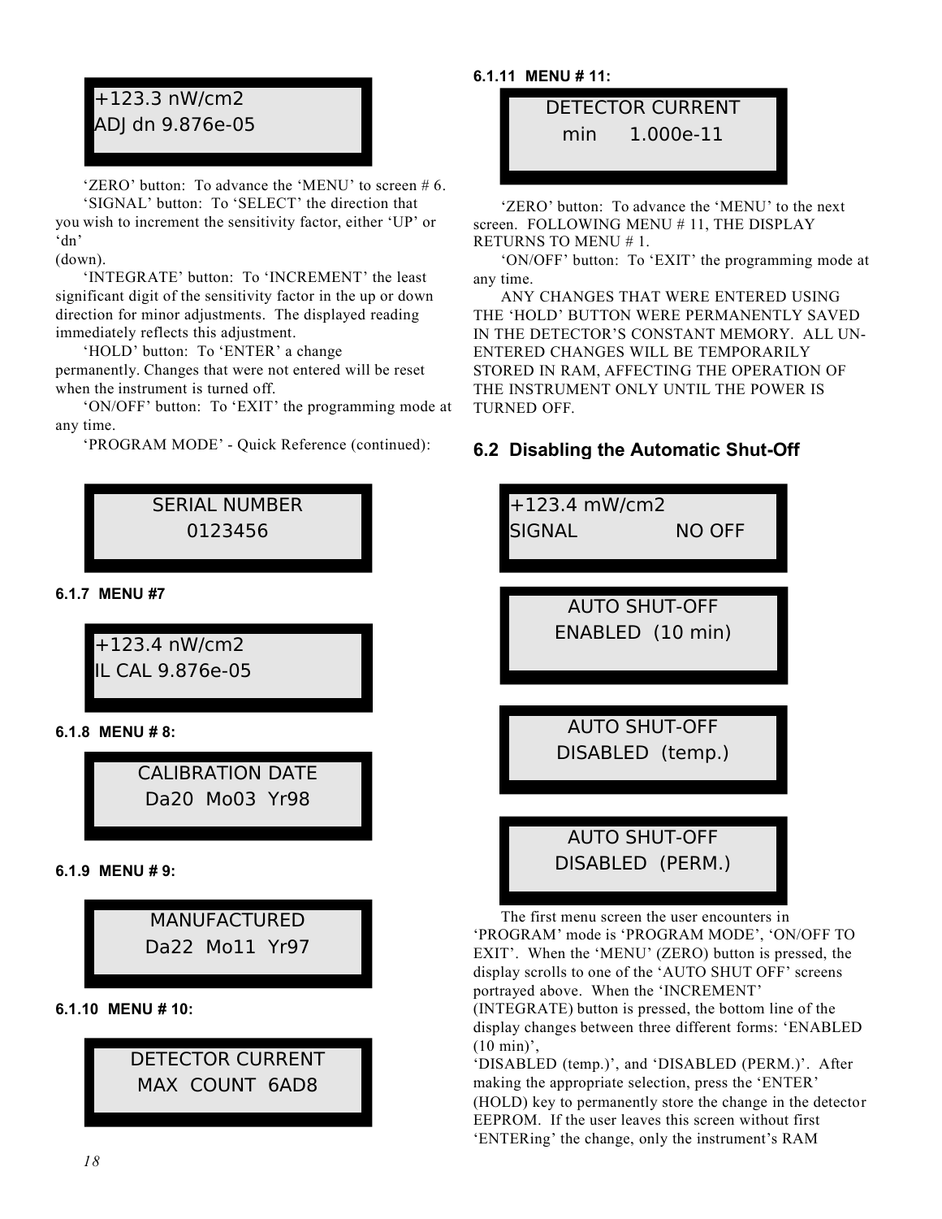```
+123.3 nW/cm2
ADJ dn 9.876e-05
```

'ZERO' button: To advance the 'MENU' to screen # 6.

'SIGNAL' button: To 'SELECT' the direction that you wish to increment the sensitivity factor, either 'UP' or 'dn' (down).

'INTEGRATE' button: To 'INCREMENT' the least significant digit of the sensitivity factor in the up or down direction for minor adjustments. The displayed reading immediately reflects this adjustment.

'HOLD' button: To 'ENTER' a change permanently. Changes that were not entered will be reset when the instrument is turned off.

'ON/OFF' button: To 'EXIT' the programming mode at any time.

'PROGRAM MODE' - Quick Reference (continued):

```
SERIAL NUMBER
0123456
```

#### 6.1.7 MENU #7

```
+123.4 nW/cm2
IL CAL 9.876e-05
```

#### 6.1.8 MENU # 8:

```
CALIBRATION DATE
Da20  Mo03  Yr98
```

#### 6.1.9 MENU # 9:

```
MANUFACTURED
Da22  Mo11  Yr97
```

#### 6.1.10 MENU # 10:

```
DETECTOR CURRENT
MAX  COUNT  6AD8
```

#### 6.1.11 MENU # 11:

```
DETECTOR CURRENT
min      1.000e-11
```

'ZERO' button: To advance the 'MENU' to the next screen. FOLLOWING MENU # 11, THE DISPLAY RETURNS TO MENU # 1.

'ON/OFF' button: To 'EXIT' the programming mode at any time.

ANY CHANGES THAT WERE ENTERED USING THE 'HOLD' BUTTON WERE PERMANENTLY SAVED IN THE DETECTOR'S CONSTANT MEMORY. ALL UN-ENTERED CHANGES WILL BE TEMPORARILY STORED IN RAM, AFFECTING THE OPERATION OF THE INSTRUMENT ONLY UNTIL THE POWER IS TURNED OFF.

### 6.2 Disabling the Automatic Shut-Off

```
+123.4 mW/cm2
SIGNAL              NO OFF
```

```
AUTO SHUT-OFF
ENABLED  (10 min)
```

```
AUTO SHUT-OFF
DISABLED  (temp.)
```

```
AUTO SHUT-OFF
DISABLED  (PERM.)
```

The first menu screen the user encounters in 'PROGRAM' mode is 'PROGRAM MODE', 'ON/OFF TO EXIT'. When the 'MENU' (ZERO) button is pressed, the display scrolls to one of the 'AUTO SHUT OFF' screens portrayed above. When the 'INCREMENT' (INTEGRATE) button is pressed, the bottom line of the display changes between three different forms: 'ENABLED (10 min)', 'DISABLED (temp.)', and 'DISABLED (PERM.)'. After making the appropriate selection, press the 'ENTER' (HOLD) key to permanently store the change in the detector EEPROM. If the user leaves this screen without first 'ENTERing' the change, only the instrument's RAM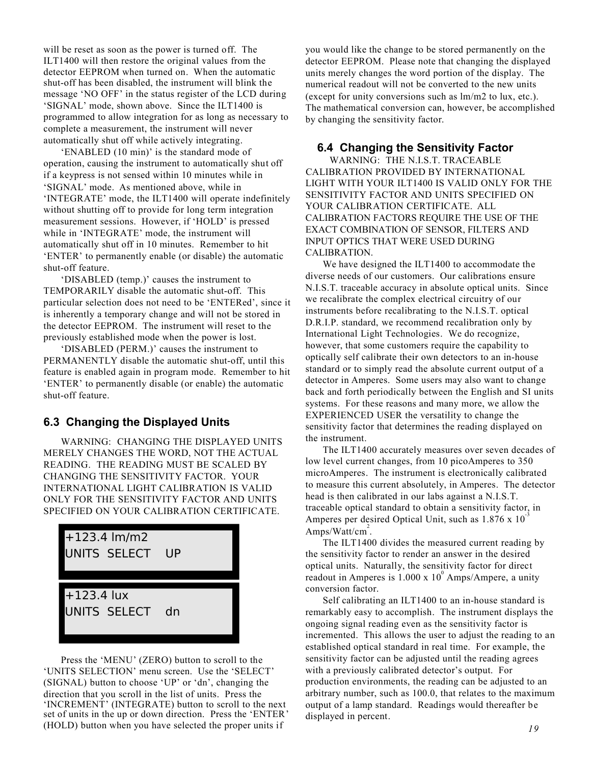will be reset as soon as the power is turned off. The ILT1400 will then restore the original values from the detector EEPROM when turned on. When the automatic shut-off has been disabled, the instrument will blink the message 'NO OFF' in the status register of the LCD during 'SIGNAL' mode, shown above. Since the ILT1400 is programmed to allow integration for as long as necessary to complete a measurement, the instrument will never automatically shut off while actively integrating.

'ENABLED (10 min)' is the standard mode of operation, causing the instrument to automatically shut off if a keypress is not sensed within 10 minutes while in 'SIGNAL' mode. As mentioned above, while in 'INTEGRATE' mode, the ILT1400 will operate indefinitely without shutting off to provide for long term integration measurement sessions. However, if 'HOLD' is pressed while in 'INTEGRATE' mode, the instrument will automatically shut off in 10 minutes. Remember to hit 'ENTER' to permanently enable (or disable) the automatic shut-off feature.

'DISABLED (temp.)' causes the instrument to TEMPORARILY disable the automatic shut-off. This particular selection does not need to be 'ENTERed', since it is inherently a temporary change and will not be stored in the detector EEPROM. The instrument will reset to the previously established mode when the power is lost.

'DISABLED (PERM.)' causes the instrument to PERMANENTLY disable the automatic shut-off, until this feature is enabled again in program mode. Remember to hit 'ENTER' to permanently disable (or enable) the automatic shut-off feature.

## 6.3 Changing the Displayed Units

WARNING: CHANGING THE DISPLAYED UNITS MERELY CHANGES THE WORD, NOT THE ACTUAL READING. THE READING MUST BE SCALED BY CHANGING THE SENSITIVITY FACTOR. YOUR INTERNATIONAL LIGHT CALIBRATION IS VALID ONLY FOR THE SENSITIVITY FACTOR AND UNITS SPECIFIED ON YOUR CALIBRATION CERTIFICATE.

```
+123.4 lm/m2
UNITS  SELECT    UP
```

```
+123.4 lux
UNITS  SELECT    dn
```

Press the 'MENU' (ZERO) button to scroll to the 'UNITS SELECTION' menu screen. Use the 'SELECT' (SIGNAL) button to choose 'UP' or 'dn', changing the direction that you scroll in the list of units. Press the 'INCREMENT' (INTEGRATE) button to scroll to the next set of units in the up or down direction. Press the 'ENTER' (HOLD) button when you have selected the proper units if you would like the change to be stored permanently on the detector EEPROM. Please note that changing the displayed units merely changes the word portion of the display. The numerical readout will not be converted to the new units (except for unity conversions such as lm/m2 to lux, etc.). The mathematical conversion can, however, be accomplished by changing the sensitivity factor.

## 6.4 Changing the Sensitivity Factor

WARNING: THE N.I.S.T. TRACEABLE CALIBRATION PROVIDED BY INTERNATIONAL LIGHT WITH YOUR ILT1400 IS VALID ONLY FOR THE SENSITIVITY FACTOR AND UNITS SPECIFIED ON YOUR CALIBRATION CERTIFICATE. ALL CALIBRATION FACTORS REQUIRE THE USE OF THE EXACT COMBINATION OF SENSOR, FILTERS AND INPUT OPTICS THAT WERE USED DURING CALIBRATION.

We have designed the ILT1400 to accommodate the diverse needs of our customers. Our calibrations ensure N.I.S.T. traceable accuracy in absolute optical units. Since we recalibrate the complex electrical circuitry of our instruments before recalibrating to the N.I.S.T. optical D.R.I.P. standard, we recommend recalibration only by International Light Technologies. We do recognize, however, that some customers require the capability to optically self calibrate their own detectors to an in-house standard or to simply read the absolute current output of a detector in Amperes. Some users may also want to change back and forth periodically between the English and SI units systems. For these reasons and many more, we allow the EXPERIENCED USER the versatility to change the sensitivity factor that determines the reading displayed on the instrument.

The ILT1400 accurately measures over seven decades of low level current changes, from 10 picoAmperes to 350 microAmperes. The instrument is electronically calibrated to measure this current absolutely, in Amperes. The detector head is then calibrated in our labs against a N.I.S.T. traceable optical standard to obtain a sensitivity factor, in Amperes per desired Optical Unit, such as $1.876 \times 10^{-3}$ Amps/Watt/cm$^2$.

The ILT1400 divides the measured current reading by the sensitivity factor to render an answer in the desired optical units. Naturally, the sensitivity factor for direct readout in Amperes is $1.000 \times 10^{0}$ Amps/Ampere, a unity conversion factor.

Self calibrating an ILT1400 to an in-house standard is remarkably easy to accomplish. The instrument displays the ongoing signal reading even as the sensitivity factor is incremented. This allows the user to adjust the reading to an established optical standard in real time. For example, the sensitivity factor can be adjusted until the reading agrees with a previously calibrated detector's output. For production environments, the reading can be adjusted to an arbitrary number, such as 100.0, that relates to the maximum output of a lamp standard. Readings would thereafter be displayed in percent.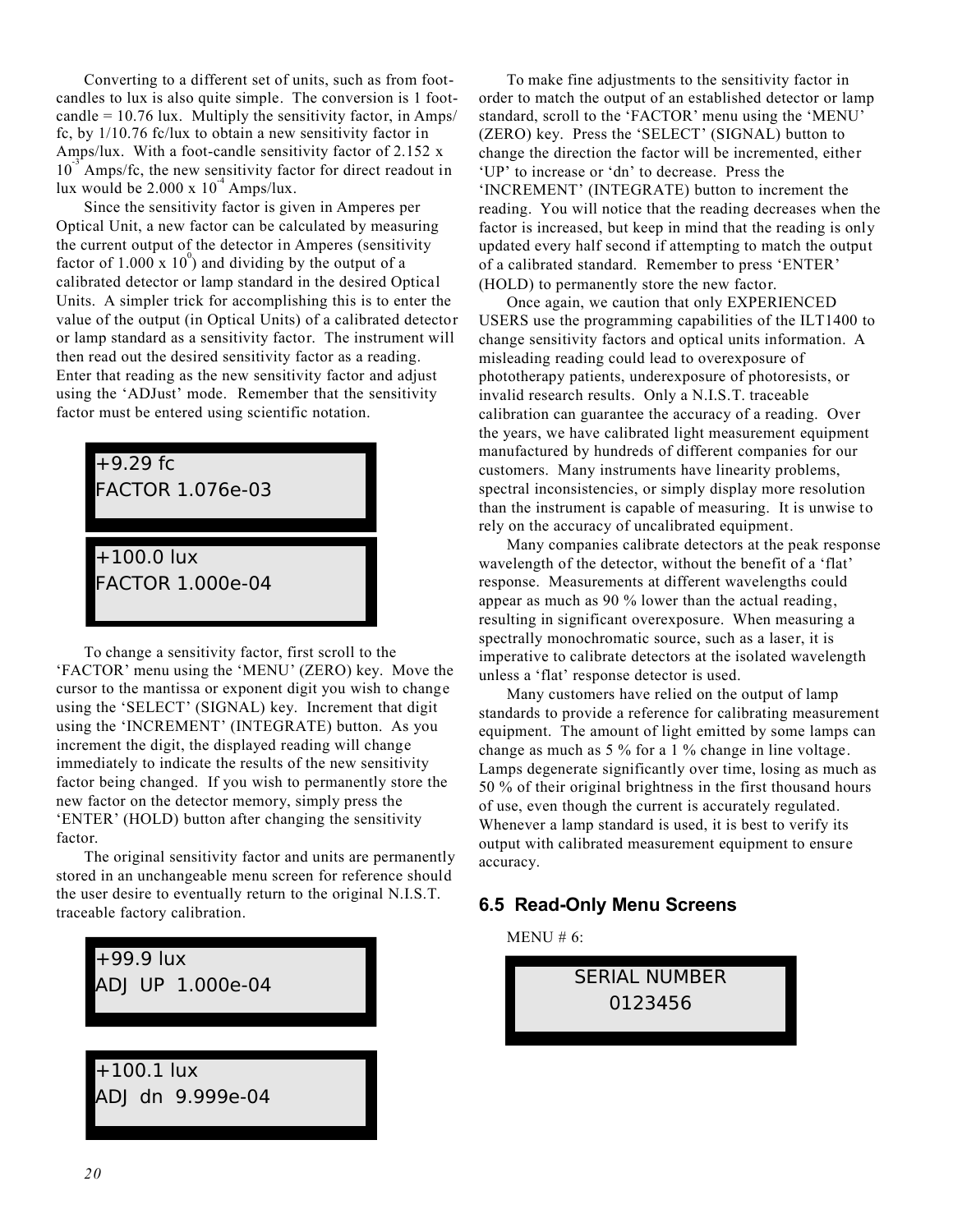Converting to a different set of units, such as from foot-candles to lux is also quite simple. The conversion is 1 foot-candle = 10.76 lux. Multiply the sensitivity factor, in Amps/fc, by 1/10.76 fc/lux to obtain a new sensitivity factor in Amps/lux. With a foot-candle sensitivity factor of $2.152 \times 10^{-3}$ Amps/fc, the new sensitivity factor for direct readout in lux would be $2.000 \times 10^{-4}$ Amps/lux.

Since the sensitivity factor is given in Amperes per Optical Unit, a new factor can be calculated by measuring the current output of the detector in Amperes (sensitivity factor of $1.000 \times 10^{0}$) and dividing by the output of a calibrated detector or lamp standard in the desired Optical Units. A simpler trick for accomplishing this is to enter the value of the output (in Optical Units) of a calibrated detector or lamp standard as a sensitivity factor. The instrument will then read out the desired sensitivity factor as a reading. Enter that reading as the new sensitivity factor and adjust using the 'ADJust' mode. Remember that the sensitivity factor must be entered using scientific notation.

```
+9.29 fc
FACTOR 1.076e-03
```

```
+100.0 lux
FACTOR 1.000e-04
```

To change a sensitivity factor, first scroll to the 'FACTOR' menu using the 'MENU' (ZERO) key. Move the cursor to the mantissa or exponent digit you wish to change using the 'SELECT' (SIGNAL) key. Increment that digit using the 'INCREMENT' (INTEGRATE) button. As you increment the digit, the displayed reading will change immediately to indicate the results of the new sensitivity factor being changed. If you wish to permanently store the new factor on the detector memory, simply press the 'ENTER' (HOLD) button after changing the sensitivity factor.

The original sensitivity factor and units are permanently stored in an unchangeable menu screen for reference should the user desire to eventually return to the original N.I.S.T. traceable factory calibration.

```
+99.9 lux
ADJ  UP  1.000e-04
```

```
+100.1 lux
ADJ  dn  9.999e-04
```

To make fine adjustments to the sensitivity factor in order to match the output of an established detector or lamp standard, scroll to the 'FACTOR' menu using the 'MENU' (ZERO) key. Press the 'SELECT' (SIGNAL) button to change the direction the factor will be incremented, either 'UP' to increase or 'dn' to decrease. Press the 'INCREMENT' (INTEGRATE) button to increment the reading. You will notice that the reading decreases when the factor is increased, but keep in mind that the reading is only updated every half second if attempting to match the output of a calibrated standard. Remember to press 'ENTER' (HOLD) to permanently store the new factor.

Once again, we caution that only EXPERIENCED USERS use the programming capabilities of the ILT1400 to change sensitivity factors and optical units information. A misleading reading could lead to overexposure of phototherapy patients, underexposure of photoresists, or invalid research results. Only a N.I.S.T. traceable calibration can guarantee the accuracy of a reading. Over the years, we have calibrated light measurement equipment manufactured by hundreds of different companies for our customers. Many instruments have linearity problems, spectral inconsistencies, or simply display more resolution than the instrument is capable of measuring. It is unwise to rely on the accuracy of uncalibrated equipment.

Many companies calibrate detectors at the peak response wavelength of the detector, without the benefit of a 'flat' response. Measurements at different wavelengths could appear as much as 90 % lower than the actual reading, resulting in significant overexposure. When measuring a spectrally monochromatic source, such as a laser, it is imperative to calibrate detectors at the isolated wavelength unless a 'flat' response detector is used.

Many customers have relied on the output of lamp standards to provide a reference for calibrating measurement equipment. The amount of light emitted by some lamps can change as much as 5 % for a 1 % change in line voltage. Lamps degenerate significantly over time, losing as much as 50 % of their original brightness in the first thousand hours of use, even though the current is accurately regulated. Whenever a lamp standard is used, it is best to verify its output with calibrated measurement equipment to ensure accuracy.

## 6.5 Read-Only Menu Screens

MENU # 6:

```
SERIAL NUMBER
   0123456
```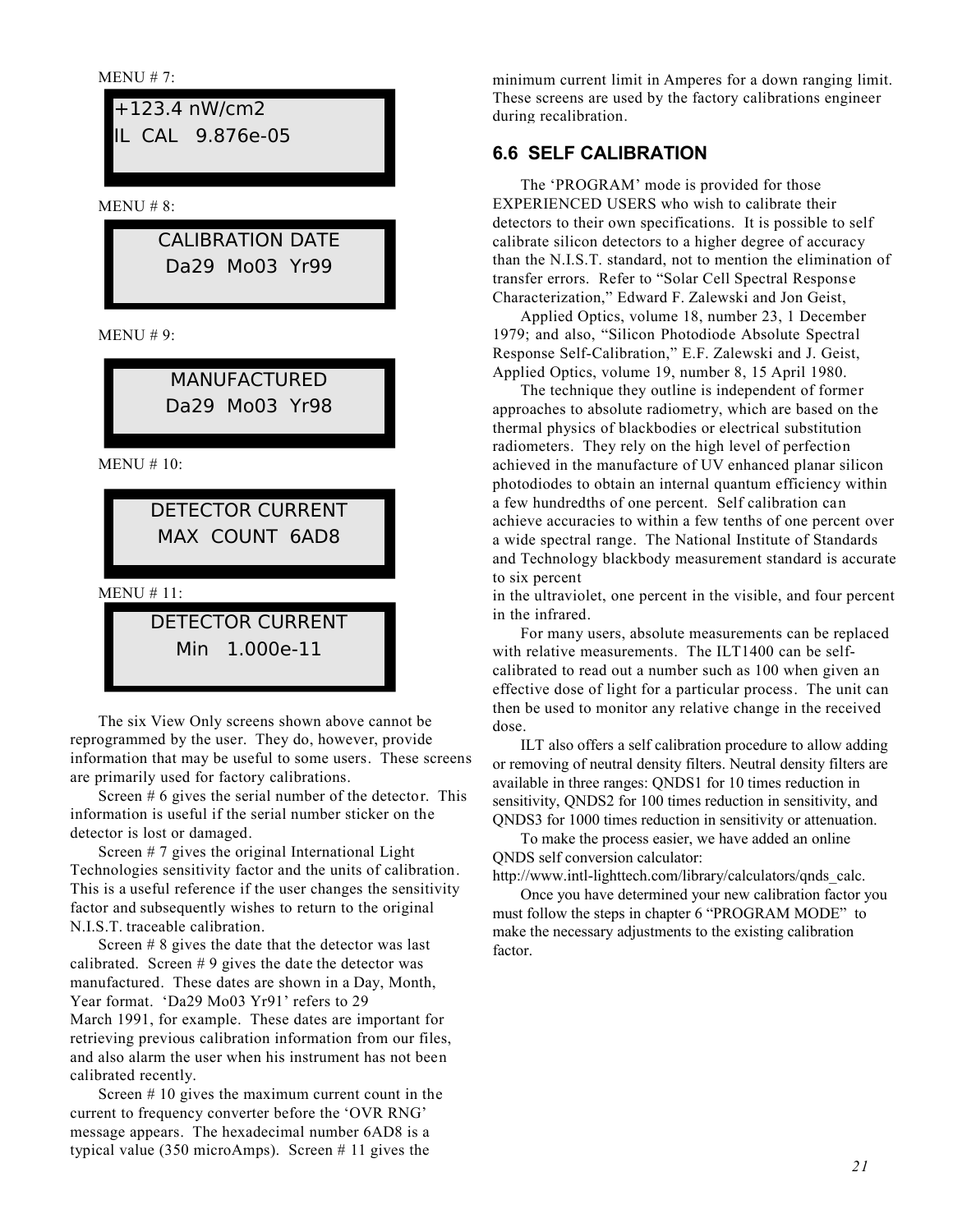MENU # 7:

```
+123.4 nW/cm2
IL  CAL   9.876e-05
```

MENU # 8:

```
CALIBRATION DATE
Da29  Mo03  Yr99
```

MENU # 9:

```
MANUFACTURED
Da29  Mo03  Yr98
```

MENU # 10:

```
DETECTOR CURRENT
MAX  COUNT  6AD8
```

MENU # 11:

```
DETECTOR CURRENT
Min   1.000e-11
```

The six View Only screens shown above cannot be reprogrammed by the user. They do, however, provide information that may be useful to some users. These screens are primarily used for factory calibrations.

Screen # 6 gives the serial number of the detector. This information is useful if the serial number sticker on the detector is lost or damaged.

Screen # 7 gives the original International Light Technologies sensitivity factor and the units of calibration. This is a useful reference if the user changes the sensitivity factor and subsequently wishes to return to the original N.I.S.T. traceable calibration.

Screen # 8 gives the date that the detector was last calibrated. Screen # 9 gives the date the detector was manufactured. These dates are shown in a Day, Month, Year format. 'Da29 Mo03 Yr91' refers to 29 March 1991, for example. These dates are important for retrieving previous calibration information from our files, and also alarm the user when his instrument has not been calibrated recently.

Screen # 10 gives the maximum current count in the current to frequency converter before the 'OVR RNG' message appears. The hexadecimal number 6AD8 is a typical value (350 microAmps). Screen # 11 gives the minimum current limit in Amperes for a down ranging limit. These screens are used by the factory calibrations engineer during recalibration.

## 6.6 SELF CALIBRATION

The 'PROGRAM' mode is provided for those EXPERIENCED USERS who wish to calibrate their detectors to their own specifications. It is possible to self calibrate silicon detectors to a higher degree of accuracy than the N.I.S.T. standard, not to mention the elimination of transfer errors. Refer to "Solar Cell Spectral Response Characterization," Edward F. Zalewski and Jon Geist,

Applied Optics, volume 18, number 23, 1 December 1979; and also, "Silicon Photodiode Absolute Spectral Response Self-Calibration," E.F. Zalewski and J. Geist, Applied Optics, volume 19, number 8, 15 April 1980.

The technique they outline is independent of former approaches to absolute radiometry, which are based on the thermal physics of blackbodies or electrical substitution radiometers. They rely on the high level of perfection achieved in the manufacture of UV enhanced planar silicon photodiodes to obtain an internal quantum efficiency within a few hundredths of one percent. Self calibration can achieve accuracies to within a few tenths of one percent over a wide spectral range. The National Institute of Standards and Technology blackbody measurement standard is accurate to six percent in the ultraviolet, one percent in the visible, and four percent in the infrared.

For many users, absolute measurements can be replaced with relative measurements. The ILT1400 can be self-calibrated to read out a number such as 100 when given an effective dose of light for a particular process. The unit can then be used to monitor any relative change in the received dose.

ILT also offers a self calibration procedure to allow adding or removing of neutral density filters. Neutral density filters are available in three ranges: QNDS1 for 10 times reduction in sensitivity, QNDS2 for 100 times reduction in sensitivity, and QNDS3 for 1000 times reduction in sensitivity or attenuation.

To make the process easier, we have added an online QNDS self conversion calculator: http://www.intl-lighttech.com/library/calculators/qnds_calc.

Once you have determined your new calibration factor you must follow the steps in chapter 6 "PROGRAM MODE" to make the necessary adjustments to the existing calibration factor.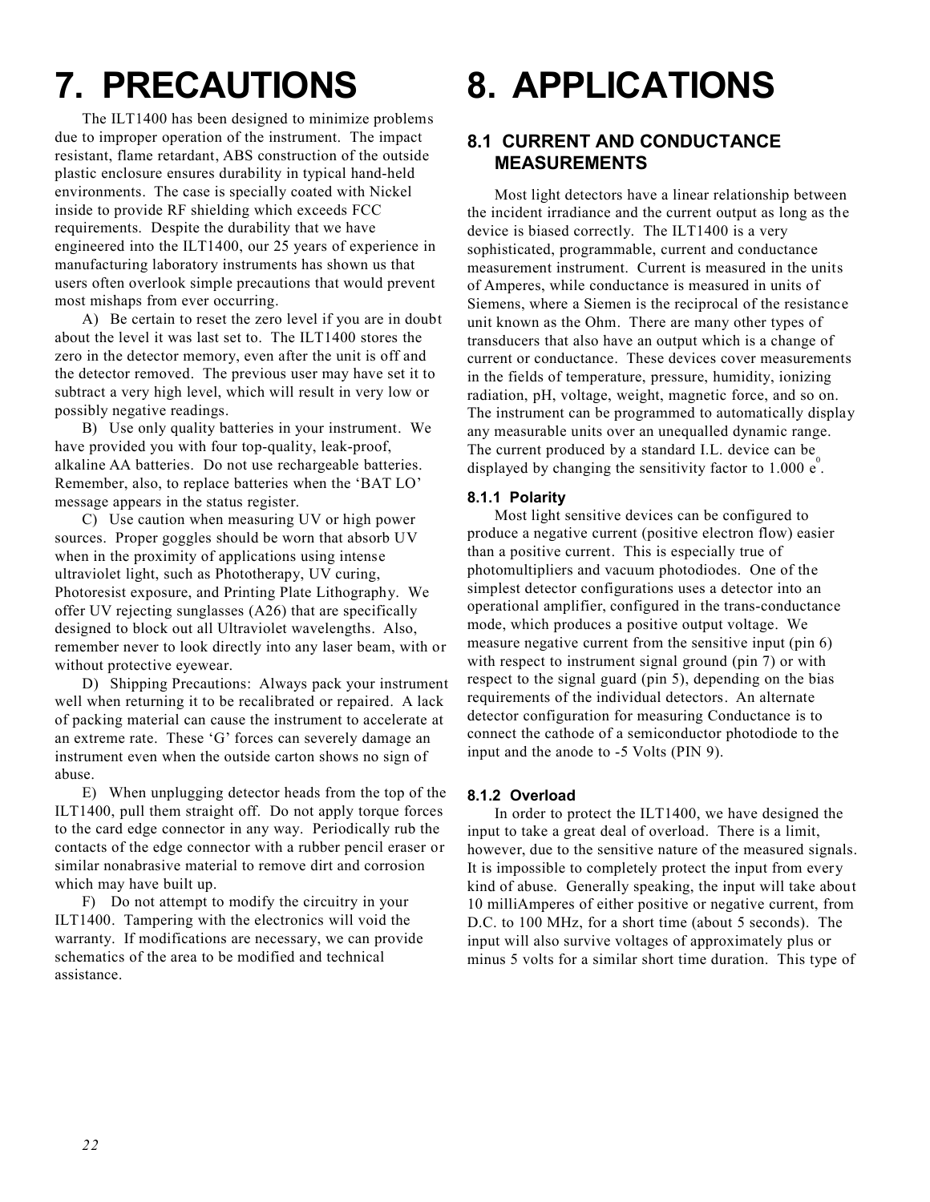# 7. PRECAUTIONS

The ILT1400 has been designed to minimize problems due to improper operation of the instrument. The impact resistant, flame retardant, ABS construction of the outside plastic enclosure ensures durability in typical hand-held environments. The case is specially coated with Nickel inside to provide RF shielding which exceeds FCC requirements. Despite the durability that we have engineered into the ILT1400, our 25 years of experience in manufacturing laboratory instruments has shown us that users often overlook simple precautions that would prevent most mishaps from ever occurring.

A) Be certain to reset the zero level if you are in doubt about the level it was last set to. The ILT1400 stores the zero in the detector memory, even after the unit is off and the detector removed. The previous user may have set it to subtract a very high level, which will result in very low or possibly negative readings.

B) Use only quality batteries in your instrument. We have provided you with four top-quality, leak-proof, alkaline AA batteries. Do not use rechargeable batteries. Remember, also, to replace batteries when the 'BAT LO' message appears in the status register.

C) Use caution when measuring UV or high power sources. Proper goggles should be worn that absorb UV when in the proximity of applications using intense ultraviolet light, such as Phototherapy, UV curing, Photoresist exposure, and Printing Plate Lithography. We offer UV rejecting sunglasses (A26) that are specifically designed to block out all Ultraviolet wavelengths. Also, remember never to look directly into any laser beam, with or without protective eyewear.

D) Shipping Precautions: Always pack your instrument well when returning it to be recalibrated or repaired. A lack of packing material can cause the instrument to accelerate at an extreme rate. These 'G' forces can severely damage an instrument even when the outside carton shows no sign of abuse.

E) When unplugging detector heads from the top of the ILT1400, pull them straight off. Do not apply torque forces to the card edge connector in any way. Periodically rub the contacts of the edge connector with a rubber pencil eraser or similar nonabrasive material to remove dirt and corrosion which may have built up.

F) Do not attempt to modify the circuitry in your ILT1400. Tampering with the electronics will void the warranty. If modifications are necessary, we can provide schematics of the area to be modified and technical assistance.

# 8. APPLICATIONS

## 8.1 CURRENT AND CONDUCTANCE MEASUREMENTS

Most light detectors have a linear relationship between the incident irradiance and the current output as long as the device is biased correctly. The ILT1400 is a very sophisticated, programmable, current and conductance measurement instrument. Current is measured in the units of Amperes, while conductance is measured in units of Siemens, where a Siemen is the reciprocal of the resistance unit known as the Ohm. There are many other types of transducers that also have an output which is a change of current or conductance. These devices cover measurements in the fields of temperature, pressure, humidity, ionizing radiation, pH, voltage, weight, magnetic force, and so on. The instrument can be programmed to automatically display any measurable units over an unequalled dynamic range. The current produced by a standard I.L. device can be displayed by changing the sensitivity factor to 1.000 $e^{0}$.

### 8.1.1 Polarity

Most light sensitive devices can be configured to produce a negative current (positive electron flow) easier than a positive current. This is especially true of photomultipliers and vacuum photodiodes. One of the simplest detector configurations uses a detector into an operational amplifier, configured in the trans-conductance mode, which produces a positive output voltage. We measure negative current from the sensitive input (pin 6) with respect to instrument signal ground (pin 7) or with respect to the signal guard (pin 5), depending on the bias requirements of the individual detectors. An alternate detector configuration for measuring Conductance is to connect the cathode of a semiconductor photodiode to the input and the anode to -5 Volts (PIN 9).

### 8.1.2 Overload

In order to protect the ILT1400, we have designed the input to take a great deal of overload. There is a limit, however, due to the sensitive nature of the measured signals. It is impossible to completely protect the input from every kind of abuse. Generally speaking, the input will take about 10 milliAmperes of either positive or negative current, from D.C. to 100 MHz, for a short time (about 5 seconds). The input will also survive voltages of approximately plus or minus 5 volts for a similar short time duration. This type of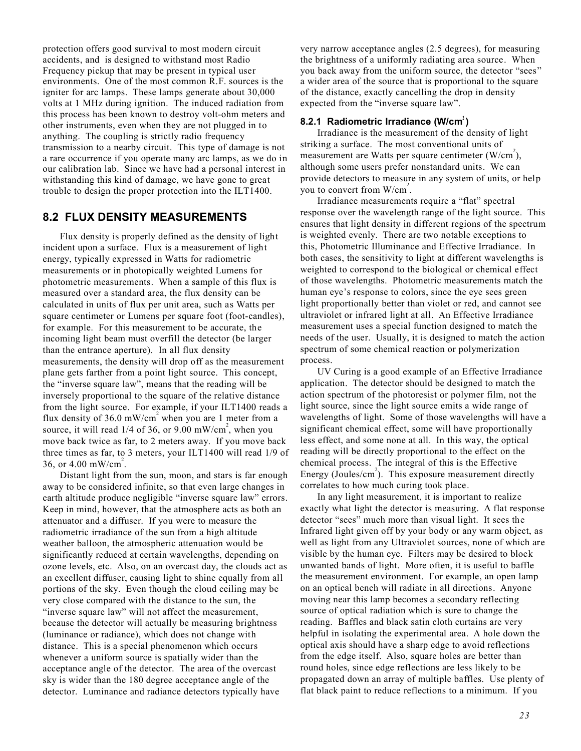protection offers good survival to most modern circuit accidents, and is designed to withstand most Radio Frequency pickup that may be present in typical user environments. One of the most common R.F. sources is the igniter for arc lamps. These lamps generate about 30,000 volts at 1 MHz during ignition. The induced radiation from this process has been known to destroy volt-ohm meters and other instruments, even when they are not plugged in to anything. The coupling is strictly radio frequency transmission to a nearby circuit. This type of damage is not a rare occurrence if you operate many arc lamps, as we do in our calibration lab. Since we have had a personal interest in withstanding this kind of damage, we have gone to great trouble to design the proper protection into the ILT1400.

## 8.2 FLUX DENSITY MEASUREMENTS

Flux density is properly defined as the density of light incident upon a surface. Flux is a measurement of light energy, typically expressed in Watts for radiometric measurements or in photopically weighted Lumens for photometric measurements. When a sample of this flux is measured over a standard area, the flux density can be calculated in units of flux per unit area, such as Watts per square centimeter or Lumens per square foot (foot-candles), for example. For this measurement to be accurate, the incoming light beam must overfill the detector (be larger than the entrance aperture). In all flux density measurements, the density will drop off as the measurement plane gets farther from a point light source. This concept, the "inverse square law", means that the reading will be inversely proportional to the square of the relative distance from the light source. For example, if your ILT1400 reads a flux density of 36.0 mW/cm$^2$ when you are 1 meter from a source, it will read 1/4 of 36, or 9.00 mW/cm$^2$, when you move back twice as far, to 2 meters away. If you move back three times as far, to 3 meters, your ILT1400 will read 1/9 of 36, or 4.00 mW/cm$^2$.

Distant light from the sun, moon, and stars is far enough away to be considered infinite, so that even large changes in earth altitude produce negligible "inverse square law" errors. Keep in mind, however, that the atmosphere acts as both an attenuator and a diffuser. If you were to measure the radiometric irradiance of the sun from a high altitude weather balloon, the atmospheric attenuation would be significantly reduced at certain wavelengths, depending on ozone levels, etc. Also, on an overcast day, the clouds act as an excellent diffuser, causing light to shine equally from all portions of the sky. Even though the cloud ceiling may be very close compared with the distance to the sun, the "inverse square law" will not affect the measurement, because the detector will actually be measuring brightness (luminance or radiance), which does not change with distance. This is a special phenomenon which occurs whenever a uniform source is spatially wider than the acceptance angle of the detector. The area of the overcast sky is wider than the 180 degree acceptance angle of the detector. Luminance and radiance detectors typically have very narrow acceptance angles (2.5 degrees), for measuring the brightness of a uniformly radiating area source. When you back away from the uniform source, the detector "sees" a wider area of the source that is proportional to the square of the distance, exactly cancelling the drop in density expected from the "inverse square law".

### 8.2.1 Radiometric Irradiance (W/cm$^2$)

Irradiance is the measurement of the density of light striking a surface. The most conventional units of measurement are Watts per square centimeter (W/cm$^2$), although some users prefer nonstandard units. We can provide detectors to measure in any system of units, or help you to convert from W/cm$^2$.

Irradiance measurements require a "flat" spectral response over the wavelength range of the light source. This ensures that light density in different regions of the spectrum is weighted evenly. There are two notable exceptions to this, Photometric Illuminance and Effective Irradiance. In both cases, the sensitivity to light at different wavelengths is weighted to correspond to the biological or chemical effect of those wavelengths. Photometric measurements match the human eye's response to colors, since the eye sees green light proportionally better than violet or red, and cannot see ultraviolet or infrared light at all. An Effective Irradiance measurement uses a special function designed to match the needs of the user. Usually, it is designed to match the action spectrum of some chemical reaction or polymerization process.

UV Curing is a good example of an Effective Irradiance application. The detector should be designed to match the action spectrum of the photoresist or polymer film, not the light source, since the light source emits a wide range of wavelengths of light. Some of those wavelengths will have a significant chemical effect, some will have proportionally less effect, and some none at all. In this way, the optical reading will be directly proportional to the effect on the chemical process. The integral of this is the Effective Energy (Joules/cm$^2$). This exposure measurement directly correlates to how much curing took place.

In any light measurement, it is important to realize exactly what light the detector is measuring. A flat response detector "sees" much more than visual light. It sees the Infrared light given off by your body or any warm object, as well as light from any Ultraviolet sources, none of which are visible by the human eye. Filters may be desired to block unwanted bands of light. More often, it is useful to baffle the measurement environment. For example, an open lamp on an optical bench will radiate in all directions. Anyone moving near this lamp becomes a secondary reflecting source of optical radiation which is sure to change the reading. Baffles and black satin cloth curtains are very helpful in isolating the experimental area. A hole down the optical axis should have a sharp edge to avoid reflections from the edge itself. Also, square holes are better than round holes, since edge reflections are less likely to be propagated down an array of multiple baffles. Use plenty of flat black paint to reduce reflections to a minimum. If you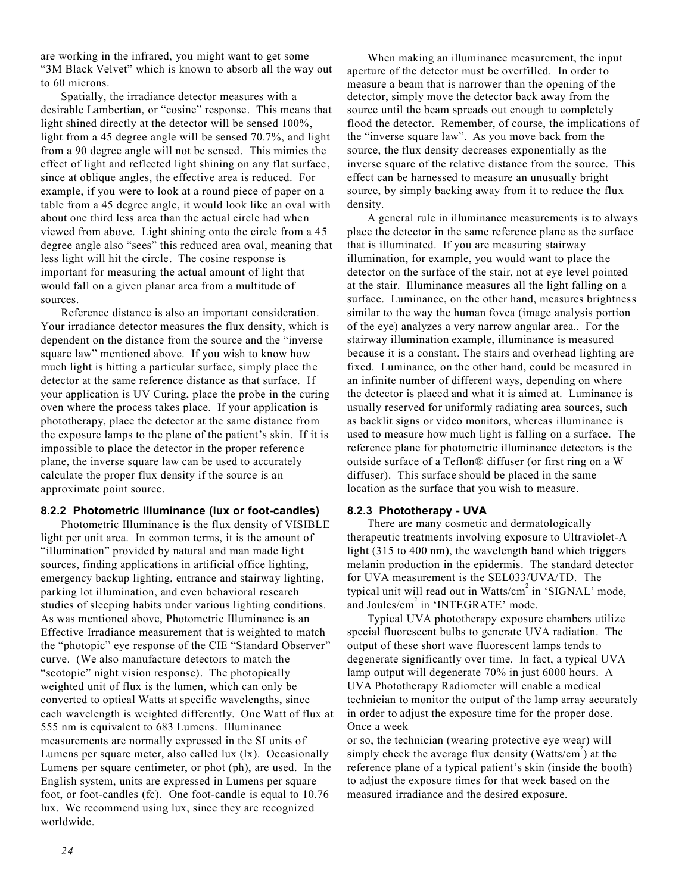are working in the infrared, you might want to get some "3M Black Velvet" which is known to absorb all the way out to 60 microns.

Spatially, the irradiance detector measures with a desirable Lambertian, or "cosine" response. This means that light shined directly at the detector will be sensed 100%, light from a 45 degree angle will be sensed 70.7%, and light from a 90 degree angle will not be sensed. This mimics the effect of light and reflected light shining on any flat surface, since at oblique angles, the effective area is reduced. For example, if you were to look at a round piece of paper on a table from a 45 degree angle, it would look like an oval with about one third less area than the actual circle had when viewed from above. Light shining onto the circle from a 45 degree angle also "sees" this reduced area oval, meaning that less light will hit the circle. The cosine response is important for measuring the actual amount of light that would fall on a given planar area from a multitude of sources.

Reference distance is also an important consideration. Your irradiance detector measures the flux density, which is dependent on the distance from the source and the "inverse square law" mentioned above. If you wish to know how much light is hitting a particular surface, simply place the detector at the same reference distance as that surface. If your application is UV Curing, place the probe in the curing oven where the process takes place. If your application is phototherapy, place the detector at the same distance from the exposure lamps to the plane of the patient's skin. If it is impossible to place the detector in the proper reference plane, the inverse square law can be used to accurately calculate the proper flux density if the source is an approximate point source.

### 8.2.2 Photometric Illuminance (lux or foot-candles)

Photometric Illuminance is the flux density of VISIBLE light per unit area. In common terms, it is the amount of "illumination" provided by natural and man made light sources, finding applications in artificial office lighting, emergency backup lighting, entrance and stairway lighting, parking lot illumination, and even behavioral research studies of sleeping habits under various lighting conditions. As was mentioned above, Photometric Illuminance is an Effective Irradiance measurement that is weighted to match the "photopic" eye response of the CIE "Standard Observer" curve. (We also manufacture detectors to match the "scotopic" night vision response). The photopically weighted unit of flux is the lumen, which can only be converted to optical Watts at specific wavelengths, since each wavelength is weighted differently. One Watt of flux at 555 nm is equivalent to 683 Lumens. Illuminance measurements are normally expressed in the SI units of Lumens per square meter, also called lux (lx). Occasionally Lumens per square centimeter, or phot (ph), are used. In the English system, units are expressed in Lumens per square foot, or foot-candles (fc). One foot-candle is equal to 10.76 lux. We recommend using lux, since they are recognized worldwide.

When making an illuminance measurement, the input aperture of the detector must be overfilled. In order to measure a beam that is narrower than the opening of the detector, simply move the detector back away from the source until the beam spreads out enough to completely flood the detector. Remember, of course, the implications of the "inverse square law". As you move back from the source, the flux density decreases exponentially as the inverse square of the relative distance from the source. This effect can be harnessed to measure an unusually bright source, by simply backing away from it to reduce the flux density.

A general rule in illuminance measurements is to always place the detector in the same reference plane as the surface that is illuminated. If you are measuring stairway illumination, for example, you would want to place the detector on the surface of the stair, not at eye level pointed at the stair. Illuminance measures all the light falling on a surface. Luminance, on the other hand, measures brightness similar to the way the human fovea (image analysis portion of the eye) analyzes a very narrow angular area.. For the stairway illumination example, illuminance is measured because it is a constant. The stairs and overhead lighting are fixed. Luminance, on the other hand, could be measured in an infinite number of different ways, depending on where the detector is placed and what it is aimed at. Luminance is usually reserved for uniformly radiating area sources, such as backlit signs or video monitors, whereas illuminance is used to measure how much light is falling on a surface. The reference plane for photometric illuminance detectors is the outside surface of a Teflon® diffuser (or first ring on a W diffuser). This surface should be placed in the same location as the surface that you wish to measure.

### 8.2.3 Phototherapy - UVA

There are many cosmetic and dermatologically therapeutic treatments involving exposure to Ultraviolet-A light (315 to 400 nm), the wavelength band which triggers melanin production in the epidermis. The standard detector for UVA measurement is the SEL033/UVA/TD. The typical unit will read out in Watts/cm$^2$ in 'SIGNAL' mode, and Joules/cm$^2$ in 'INTEGRATE' mode.

Typical UVA phototherapy exposure chambers utilize special fluorescent bulbs to generate UVA radiation. The output of these short wave fluorescent lamps tends to degenerate significantly over time. In fact, a typical UVA lamp output will degenerate 70% in just 6000 hours. A UVA Phototherapy Radiometer will enable a medical technician to monitor the output of the lamp array accurately in order to adjust the exposure time for the proper dose. Once a week or so, the technician (wearing protective eye wear) will simply check the average flux density (Watts/cm$^2$) at the reference plane of a typical patient's skin (inside the booth) to adjust the exposure times for that week based on the measured irradiance and the desired exposure.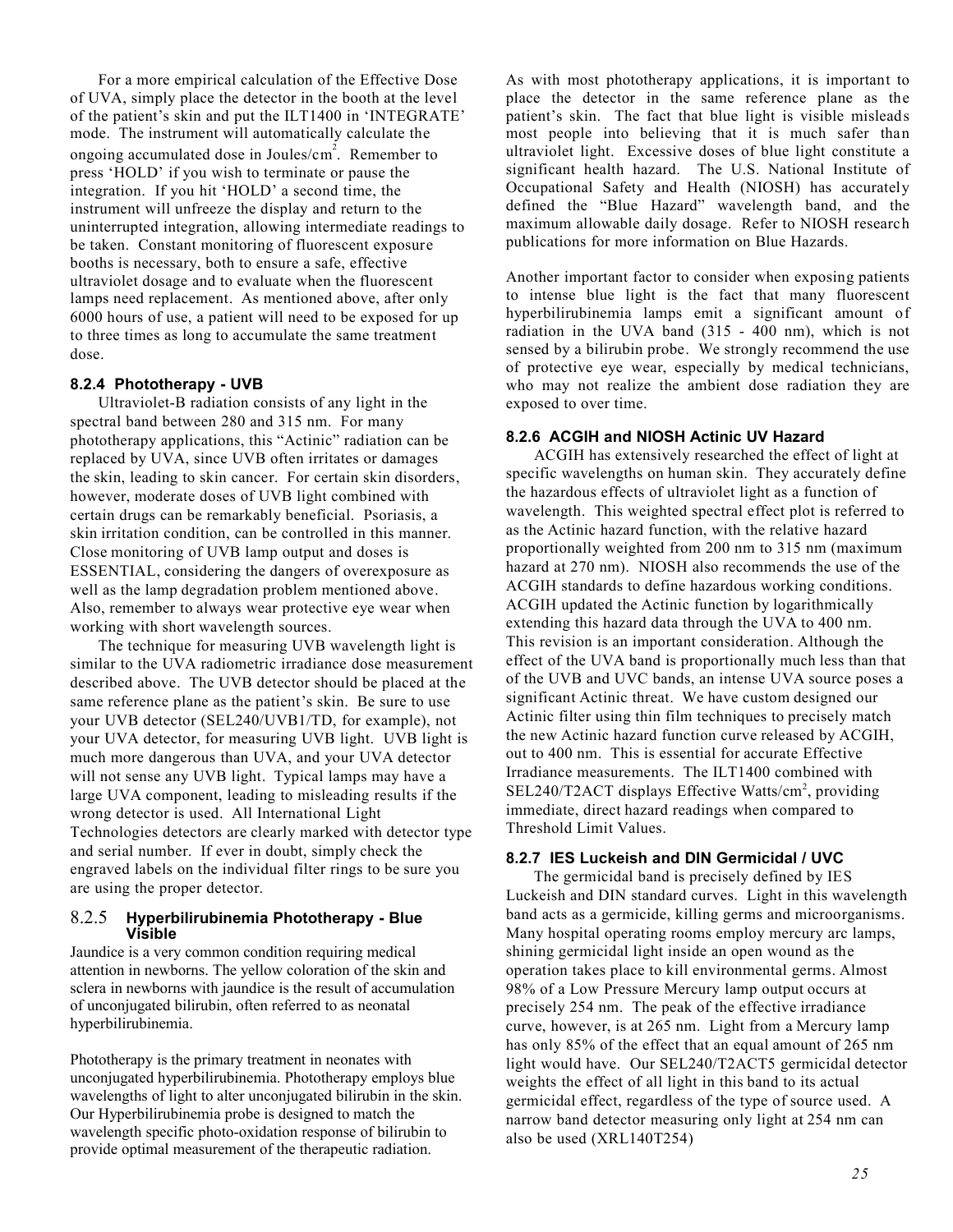For a more empirical calculation of the Effective Dose of UVA, simply place the detector in the booth at the level of the patient's skin and put the ILT1400 in 'INTEGRATE' mode. The instrument will automatically calculate the ongoing accumulated dose in Joules/cm$^2$. Remember to press 'HOLD' if you wish to terminate or pause the integration. If you hit 'HOLD' a second time, the instrument will unfreeze the display and return to the uninterrupted integration, allowing intermediate readings to be taken. Constant monitoring of fluorescent exposure booths is necessary, both to ensure a safe, effective ultraviolet dosage and to evaluate when the fluorescent lamps need replacement. As mentioned above, after only 6000 hours of use, a patient will need to be exposed for up to three times as long to accumulate the same treatment dose.

### 8.2.4 Phototherapy - UVB

Ultraviolet-B radiation consists of any light in the spectral band between 280 and 315 nm. For many phototherapy applications, this "Actinic" radiation can be replaced by UVA, since UVB often irritates or damages the skin, leading to skin cancer. For certain skin disorders, however, moderate doses of UVB light combined with certain drugs can be remarkably beneficial. Psoriasis, a skin irritation condition, can be controlled in this manner. Close monitoring of UVB lamp output and doses is ESSENTIAL, considering the dangers of overexposure as well as the lamp degradation problem mentioned above. Also, remember to always wear protective eye wear when working with short wavelength sources.

The technique for measuring UVB wavelength light is similar to the UVA radiometric irradiance dose measurement described above. The UVB detector should be placed at the same reference plane as the patient's skin. Be sure to use your UVB detector (SEL240/UVB1/TD, for example), not your UVA detector, for measuring UVB light. UVB light is much more dangerous than UVA, and your UVA detector will not sense any UVB light. Typical lamps may have a large UVA component, leading to misleading results if the wrong detector is used. All International Light Technologies detectors are clearly marked with detector type and serial number. If ever in doubt, simply check the engraved labels on the individual filter rings to be sure you are using the proper detector.

### 8.2.5 Hyperbilirubinemia Phototherapy - Blue Visible

Jaundice is a very common condition requiring medical attention in newborns. The yellow coloration of the skin and sclera in newborns with jaundice is the result of accumulation of unconjugated bilirubin, often referred to as neonatal hyperbilirubinemia.

Phototherapy is the primary treatment in neonates with unconjugated hyperbilirubinemia. Phototherapy employs blue wavelengths of light to alter unconjugated bilirubin in the skin. Our Hyperbilirubinemia probe is designed to match the wavelength specific photo-oxidation response of bilirubin to provide optimal measurement of the therapeutic radiation.

As with most phototherapy applications, it is important to place the detector in the same reference plane as the patient's skin. The fact that blue light is visible misleads most people into believing that it is much safer than ultraviolet light. Excessive doses of blue light constitute a significant health hazard. The U.S. National Institute of Occupational Safety and Health (NIOSH) has accurately defined the "Blue Hazard" wavelength band, and the maximum allowable daily dosage. Refer to NIOSH research publications for more information on Blue Hazards.

Another important factor to consider when exposing patients to intense blue light is the fact that many fluorescent hyperbilirubinemia lamps emit a significant amount of radiation in the UVA band (315 - 400 nm), which is not sensed by a bilirubin probe. We strongly recommend the use of protective eye wear, especially by medical technicians, who may not realize the ambient dose radiation they are exposed to over time.

### 8.2.6 ACGIH and NIOSH Actinic UV Hazard

ACGIH has extensively researched the effect of light at specific wavelengths on human skin. They accurately define the hazardous effects of ultraviolet light as a function of wavelength. This weighted spectral effect plot is referred to as the Actinic hazard function, with the relative hazard proportionally weighted from 200 nm to 315 nm (maximum hazard at 270 nm). NIOSH also recommends the use of the ACGIH standards to define hazardous working conditions. ACGIH updated the Actinic function by logarithmically extending this hazard data through the UVA to 400 nm. This revision is an important consideration. Although the effect of the UVA band is proportionally much less than that of the UVB and UVC bands, an intense UVA source poses a significant Actinic threat. We have custom designed our Actinic filter using thin film techniques to precisely match the new Actinic hazard function curve released by ACGIH, out to 400 nm. This is essential for accurate Effective Irradiance measurements. The ILT1400 combined with SEL240/T2ACT displays Effective Watts/cm$^2$, providing immediate, direct hazard readings when compared to Threshold Limit Values.

### 8.2.7 IES Luckeish and DIN Germicidal / UVC

The germicidal band is precisely defined by IES Luckeish and DIN standard curves. Light in this wavelength band acts as a germicide, killing germs and microorganisms. Many hospital operating rooms employ mercury arc lamps, shining germicidal light inside an open wound as the operation takes place to kill environmental germs. Almost 98% of a Low Pressure Mercury lamp output occurs at precisely 254 nm. The peak of the effective irradiance curve, however, is at 265 nm. Light from a Mercury lamp has only 85% of the effect that an equal amount of 265 nm light would have. Our SEL240/T2ACT5 germicidal detector weights the effect of all light in this band to its actual germicidal effect, regardless of the type of source used. A narrow band detector measuring only light at 254 nm can also be used (XRL140T254)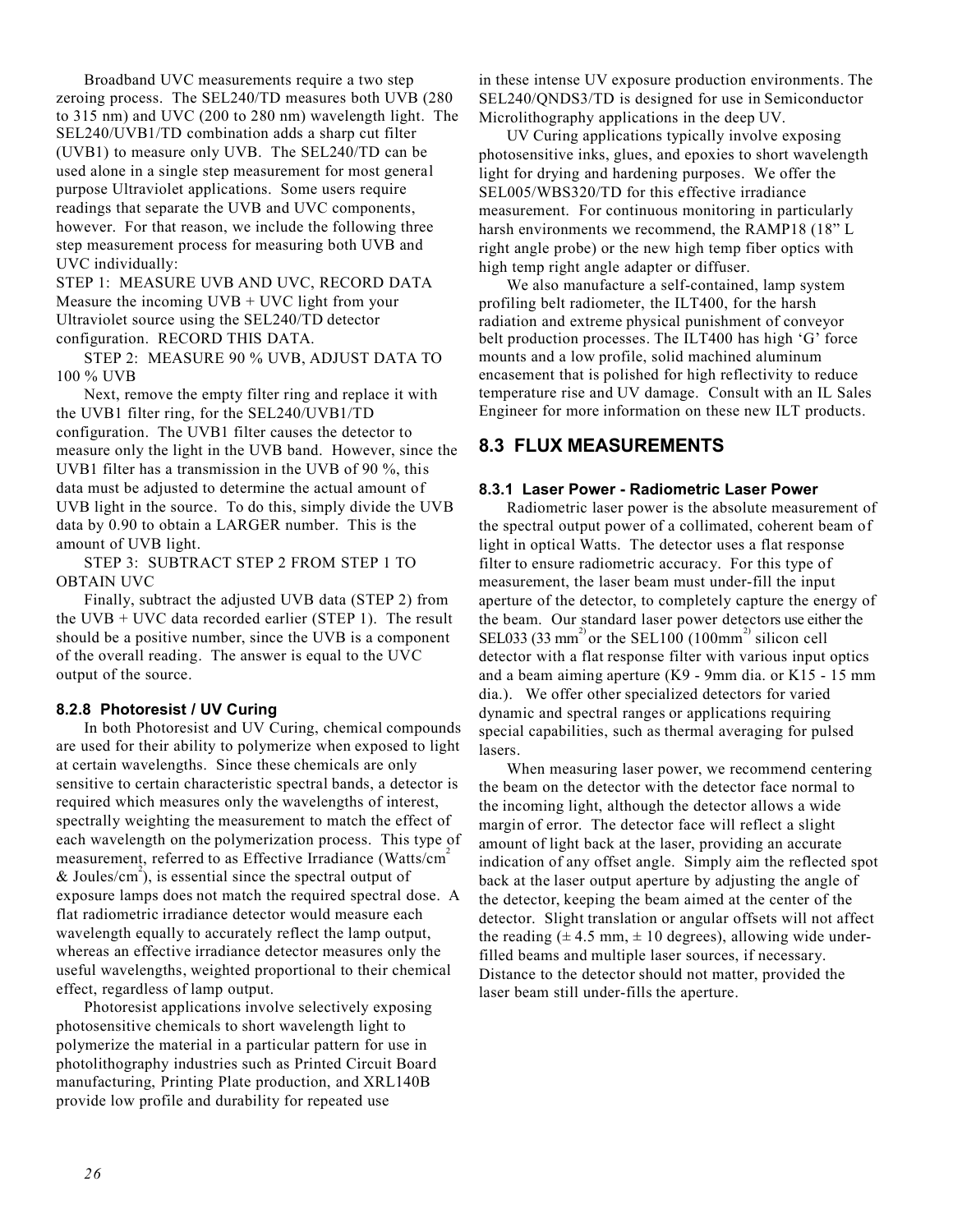Broadband UVC measurements require a two step zeroing process. The SEL240/TD measures both UVB (280 to 315 nm) and UVC (200 to 280 nm) wavelength light. The SEL240/UVB1/TD combination adds a sharp cut filter (UVB1) to measure only UVB. The SEL240/TD can be used alone in a single step measurement for most general purpose Ultraviolet applications. Some users require readings that separate the UVB and UVC components, however. For that reason, we include the following three step measurement process for measuring both UVB and UVC individually:

STEP 1: MEASURE UVB AND UVC, RECORD DATA
Measure the incoming UVB + UVC light from your Ultraviolet source using the SEL240/TD detector configuration. RECORD THIS DATA.

STEP 2: MEASURE 90 % UVB, ADJUST DATA TO 100 % UVB

Next, remove the empty filter ring and replace it with the UVB1 filter ring, for the SEL240/UVB1/TD configuration. The UVB1 filter causes the detector to measure only the light in the UVB band. However, since the UVB1 filter has a transmission in the UVB of 90 %, this data must be adjusted to determine the actual amount of UVB light in the source. To do this, simply divide the UVB data by 0.90 to obtain a LARGER number. This is the amount of UVB light.

STEP 3: SUBTRACT STEP 2 FROM STEP 1 TO OBTAIN UVC

Finally, subtract the adjusted UVB data (STEP 2) from the UVB + UVC data recorded earlier (STEP 1). The result should be a positive number, since the UVB is a component of the overall reading. The answer is equal to the UVC output of the source.

#### 8.2.8 Photoresist / UV Curing

In both Photoresist and UV Curing, chemical compounds are used for their ability to polymerize when exposed to light at certain wavelengths. Since these chemicals are only sensitive to certain characteristic spectral bands, a detector is required which measures only the wavelengths of interest, spectrally weighting the measurement to match the effect of each wavelength on the polymerization process. This type of measurement, referred to as Effective Irradiance (Watts/cm$^2$ & Joules/cm$^2$), is essential since the spectral output of exposure lamps does not match the required spectral dose. A flat radiometric irradiance detector would measure each wavelength equally to accurately reflect the lamp output, whereas an effective irradiance detector measures only the useful wavelengths, weighted proportional to their chemical effect, regardless of lamp output.

Photoresist applications involve selectively exposing photosensitive chemicals to short wavelength light to polymerize the material in a particular pattern for use in photolithography industries such as Printed Circuit Board manufacturing, Printing Plate production, and XRL140B provide low profile and durability for repeated use in these intense UV exposure production environments. The SEL240/QNDS3/TD is designed for use in Semiconductor Microlithography applications in the deep UV.

UV Curing applications typically involve exposing photosensitive inks, glues, and epoxies to short wavelength light for drying and hardening purposes. We offer the SEL005/WBS320/TD for this effective irradiance measurement. For continuous monitoring in particularly harsh environments we recommend, the RAMP18 (18" L right angle probe) or the new high temp fiber optics with high temp right angle adapter or diffuser.

We also manufacture a self-contained, lamp system profiling belt radiometer, the ILT400, for the harsh radiation and extreme physical punishment of conveyor belt production processes. The ILT400 has high 'G' force mounts and a low profile, solid machined aluminum encasement that is polished for high reflectivity to reduce temperature rise and UV damage. Consult with an IL Sales Engineer for more information on these new ILT products.

## 8.3 FLUX MEASUREMENTS

#### 8.3.1 Laser Power - Radiometric Laser Power

Radiometric laser power is the absolute measurement of the spectral output power of a collimated, coherent beam of light in optical Watts. The detector uses a flat response filter to ensure radiometric accuracy. For this type of measurement, the laser beam must under-fill the input aperture of the detector, to completely capture the energy of the beam. Our standard laser power detectors use either the SEL033 (33 mm$^2$) or the SEL100 (100mm$^2$) silicon cell detector with a flat response filter with various input optics and a beam aiming aperture (K9 - 9mm dia. or K15 - 15 mm dia.). We offer other specialized detectors for varied dynamic and spectral ranges or applications requiring special capabilities, such as thermal averaging for pulsed lasers.

When measuring laser power, we recommend centering the beam on the detector with the detector face normal to the incoming light, although the detector allows a wide margin of error. The detector face will reflect a slight amount of light back at the laser, providing an accurate indication of any offset angle. Simply aim the reflected spot back at the laser output aperture by adjusting the angle of the detector, keeping the beam aimed at the center of the detector. Slight translation or angular offsets will not affect the reading (± 4.5 mm, ± 10 degrees), allowing wide under-filled beams and multiple laser sources, if necessary. Distance to the detector should not matter, provided the laser beam still under-fills the aperture.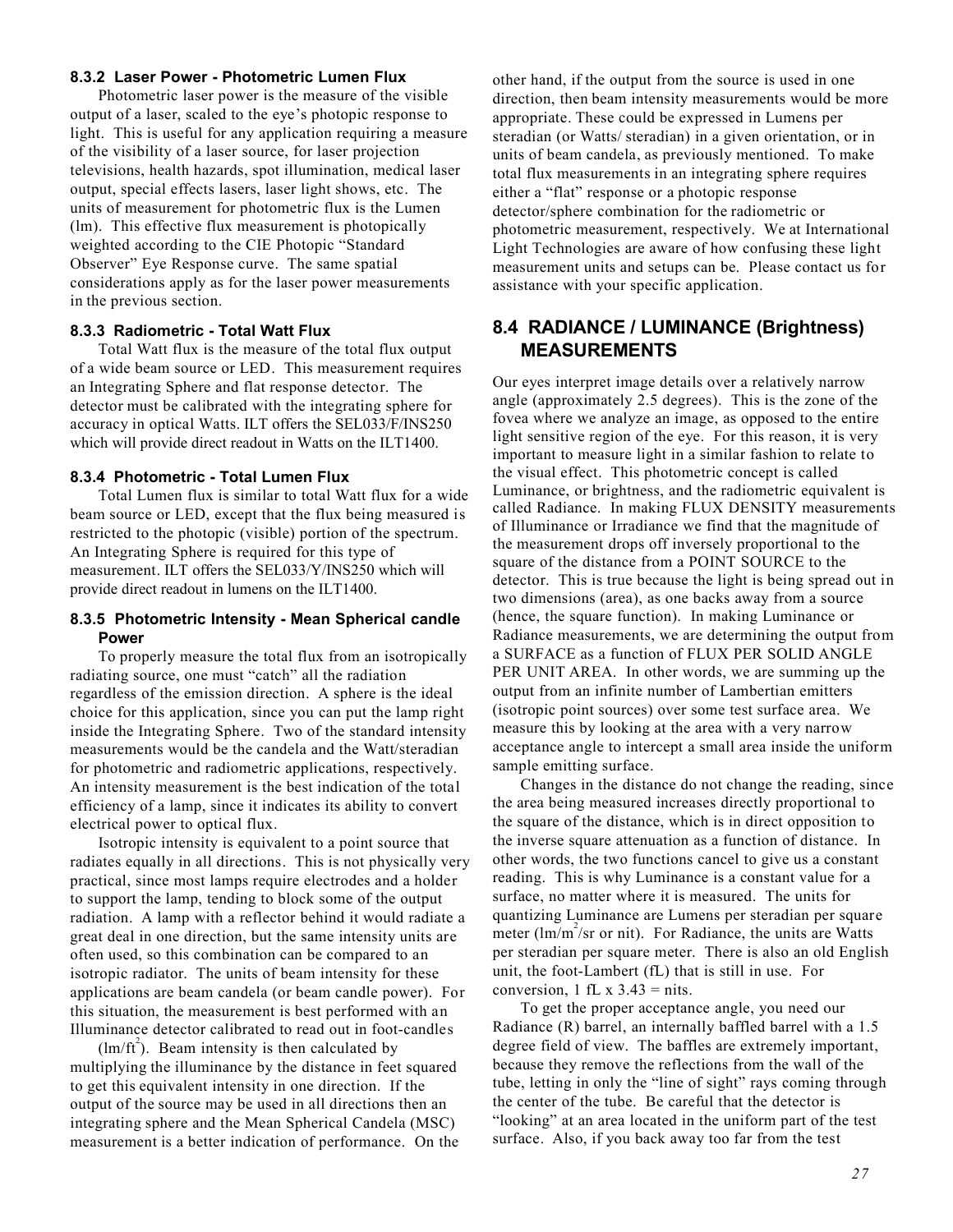### 8.3.2 Laser Power - Photometric Lumen Flux

Photometric laser power is the measure of the visible output of a laser, scaled to the eye's photopic response to light. This is useful for any application requiring a measure of the visibility of a laser source, for laser projection televisions, health hazards, spot illumination, medical laser output, special effects lasers, laser light shows, etc. The units of measurement for photometric flux is the Lumen (lm). This effective flux measurement is photopically weighted according to the CIE Photopic "Standard Observer" Eye Response curve. The same spatial considerations apply as for the laser power measurements in the previous section.

### 8.3.3 Radiometric - Total Watt Flux

Total Watt flux is the measure of the total flux output of a wide beam source or LED. This measurement requires an Integrating Sphere and flat response detector. The detector must be calibrated with the integrating sphere for accuracy in optical Watts. ILT offers the SEL033/F/INS250 which will provide direct readout in Watts on the ILT1400.

### 8.3.4 Photometric - Total Lumen Flux

Total Lumen flux is similar to total Watt flux for a wide beam source or LED, except that the flux being measured is restricted to the photopic (visible) portion of the spectrum. An Integrating Sphere is required for this type of measurement. ILT offers the SEL033/Y/INS250 which will provide direct readout in lumens on the ILT1400.

### 8.3.5 Photometric Intensity - Mean Spherical candle Power

To properly measure the total flux from an isotropically radiating source, one must "catch" all the radiation regardless of the emission direction. A sphere is the ideal choice for this application, since you can put the lamp right inside the Integrating Sphere. Two of the standard intensity measurements would be the candela and the Watt/steradian for photometric and radiometric applications, respectively. An intensity measurement is the best indication of the total efficiency of a lamp, since it indicates its ability to convert electrical power to optical flux.

Isotropic intensity is equivalent to a point source that radiates equally in all directions. This is not physically very practical, since most lamps require electrodes and a holder to support the lamp, tending to block some of the output radiation. A lamp with a reflector behind it would radiate a great deal in one direction, but the same intensity units are often used, so this combination can be compared to an isotropic radiator. The units of beam intensity for these applications are beam candela (or beam candle power). For this situation, the measurement is best performed with an Illuminance detector calibrated to read out in foot-candles ($lm/ft^2$). Beam intensity is then calculated by multiplying the illuminance by the distance in feet squared to get this equivalent intensity in one direction. If the output of the source may be used in all directions then an integrating sphere and the Mean Spherical Candela (MSC) measurement is a better indication of performance. On the other hand, if the output from the source is used in one direction, then beam intensity measurements would be more appropriate. These could be expressed in Lumens per steradian (or Watts/ steradian) in a given orientation, or in units of beam candela, as previously mentioned. To make total flux measurements in an integrating sphere requires either a "flat" response or a photopic response detector/sphere combination for the radiometric or photometric measurement, respectively. We at International Light Technologies are aware of how confusing these light measurement units and setups can be. Please contact us for assistance with your specific application.

## 8.4 RADIANCE / LUMINANCE (Brightness) MEASUREMENTS

Our eyes interpret image details over a relatively narrow angle (approximately 2.5 degrees). This is the zone of the fovea where we analyze an image, as opposed to the entire light sensitive region of the eye. For this reason, it is very important to measure light in a similar fashion to relate to the visual effect. This photometric concept is called Luminance, or brightness, and the radiometric equivalent is called Radiance. In making FLUX DENSITY measurements of Illuminance or Irradiance we find that the magnitude of the measurement drops off inversely proportional to the square of the distance from a POINT SOURCE to the detector. This is true because the light is being spread out in two dimensions (area), as one backs away from a source (hence, the square function). In making Luminance or Radiance measurements, we are determining the output from a SURFACE as a function of FLUX PER SOLID ANGLE PER UNIT AREA. In other words, we are summing up the output from an infinite number of Lambertian emitters (isotropic point sources) over some test surface area. We measure this by looking at the area with a very narrow acceptance angle to intercept a small area inside the uniform sample emitting surface.

Changes in the distance do not change the reading, since the area being measured increases directly proportional to the square of the distance, which is in direct opposition to the inverse square attenuation as a function of distance. In other words, the two functions cancel to give us a constant reading. This is why Luminance is a constant value for a surface, no matter where it is measured. The units for quantizing Luminance are Lumens per steradian per square meter ($lm/m^2/sr$ or nit). For Radiance, the units are Watts per steradian per square meter. There is also an old English unit, the foot-Lambert (fL) that is still in use. For conversion, 1 fL x 3.43 = nits.

To get the proper acceptance angle, you need our Radiance (R) barrel, an internally baffled barrel with a 1.5 degree field of view. The baffles are extremely important, because they remove the reflections from the wall of the tube, letting in only the "line of sight" rays coming through the center of the tube. Be careful that the detector is "looking" at an area located in the uniform part of the test surface. Also, if you back away too far from the test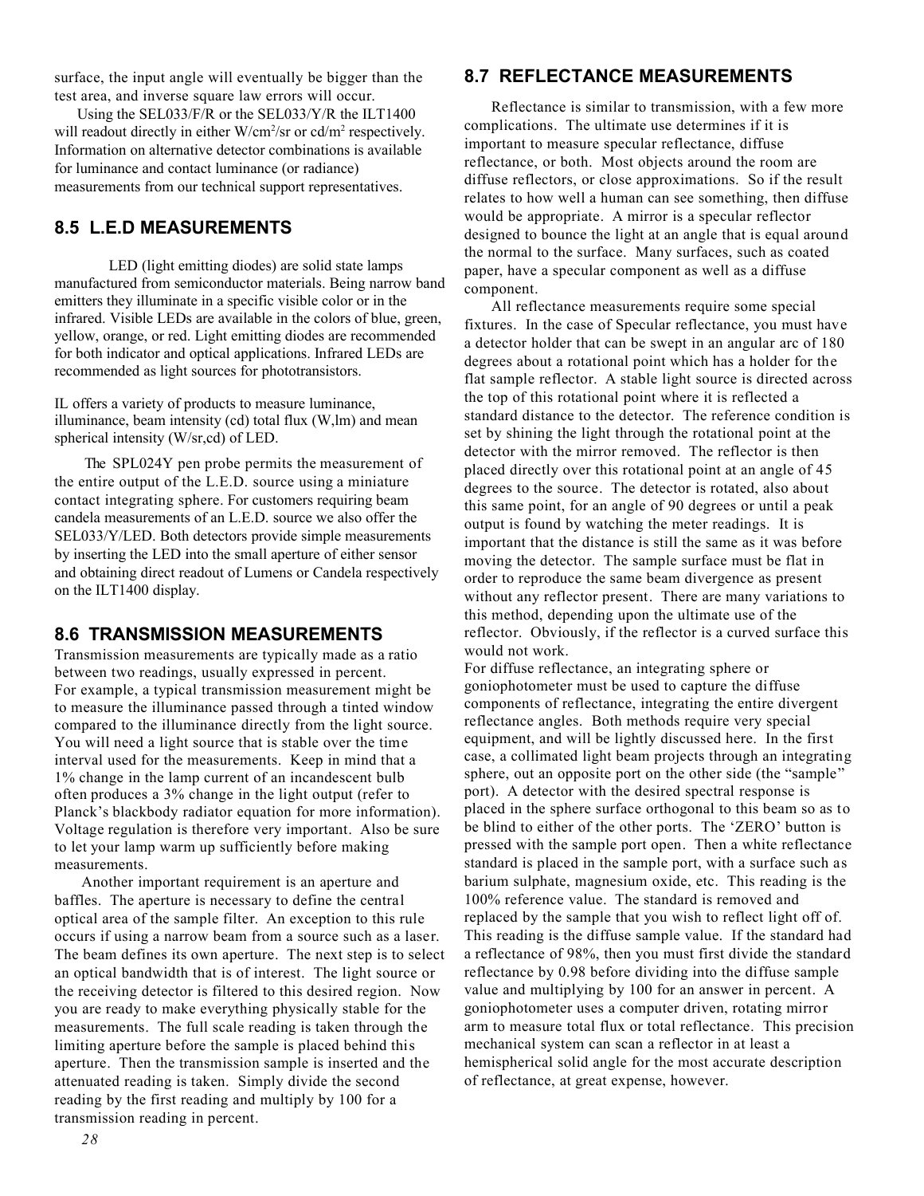surface, the input angle will eventually be bigger than the test area, and inverse square law errors will occur.

Using the SEL033/F/R or the SEL033/Y/R the ILT1400 will readout directly in either W/cm$^2$/sr or cd/m$^2$ respectively. Information on alternative detector combinations is available for luminance and contact luminance (or radiance) measurements from our technical support representatives.

## 8.5 L.E.D MEASUREMENTS

LED (light emitting diodes) are solid state lamps manufactured from semiconductor materials. Being narrow band emitters they illuminate in a specific visible color or in the infrared. Visible LEDs are available in the colors of blue, green, yellow, orange, or red. Light emitting diodes are recommended for both indicator and optical applications. Infrared LEDs are recommended as light sources for phototransistors.

IL offers a variety of products to measure luminance, illuminance, beam intensity (cd) total flux (W,lm) and mean spherical intensity (W/sr,cd) of LED.

The SPL024Y pen probe permits the measurement of the entire output of the L.E.D. source using a miniature contact integrating sphere. For customers requiring beam candela measurements of an L.E.D. source we also offer the SEL033/Y/LED. Both detectors provide simple measurements by inserting the LED into the small aperture of either sensor and obtaining direct readout of Lumens or Candela respectively on the ILT1400 display.

## 8.6 TRANSMISSION MEASUREMENTS

Transmission measurements are typically made as a ratio between two readings, usually expressed in percent.
For example, a typical transmission measurement might be to measure the illuminance passed through a tinted window compared to the illuminance directly from the light source. You will need a light source that is stable over the time interval used for the measurements. Keep in mind that a 1% change in the lamp current of an incandescent bulb often produces a 3% change in the light output (refer to Planck's blackbody radiator equation for more information). Voltage regulation is therefore very important. Also be sure to let your lamp warm up sufficiently before making measurements.

Another important requirement is an aperture and baffles. The aperture is necessary to define the central optical area of the sample filter. An exception to this rule occurs if using a narrow beam from a source such as a laser. The beam defines its own aperture. The next step is to select an optical bandwidth that is of interest. The light source or the receiving detector is filtered to this desired region. Now you are ready to make everything physically stable for the measurements. The full scale reading is taken through the limiting aperture before the sample is placed behind this aperture. Then the transmission sample is inserted and the attenuated reading is taken. Simply divide the second reading by the first reading and multiply by 100 for a transmission reading in percent.

## 8.7 REFLECTANCE MEASUREMENTS

Reflectance is similar to transmission, with a few more complications. The ultimate use determines if it is important to measure specular reflectance, diffuse reflectance, or both. Most objects around the room are diffuse reflectors, or close approximations. So if the result relates to how well a human can see something, then diffuse would be appropriate. A mirror is a specular reflector designed to bounce the light at an angle that is equal around the normal to the surface. Many surfaces, such as coated paper, have a specular component as well as a diffuse component.

All reflectance measurements require some special fixtures. In the case of Specular reflectance, you must have a detector holder that can be swept in an angular arc of 180 degrees about a rotational point which has a holder for the flat sample reflector. A stable light source is directed across the top of this rotational point where it is reflected a standard distance to the detector. The reference condition is set by shining the light through the rotational point at the detector with the mirror removed. The reflector is then placed directly over this rotational point at an angle of 45 degrees to the source. The detector is rotated, also about this same point, for an angle of 90 degrees or until a peak output is found by watching the meter readings. It is important that the distance is still the same as it was before moving the detector. The sample surface must be flat in order to reproduce the same beam divergence as present without any reflector present. There are many variations to this method, depending upon the ultimate use of the reflector. Obviously, if the reflector is a curved surface this would not work.

For diffuse reflectance, an integrating sphere or goniophotometer must be used to capture the diffuse components of reflectance, integrating the entire divergent reflectance angles. Both methods require very special equipment, and will be lightly discussed here. In the first case, a collimated light beam projects through an integrating sphere, out an opposite port on the other side (the "sample" port). A detector with the desired spectral response is placed in the sphere surface orthogonal to this beam so as to be blind to either of the other ports. The 'ZERO' button is pressed with the sample port open. Then a white reflectance standard is placed in the sample port, with a surface such as barium sulphate, magnesium oxide, etc. This reading is the 100% reference value. The standard is removed and replaced by the sample that you wish to reflect light off of. This reading is the diffuse sample value. If the standard had a reflectance of 98%, then you must first divide the standard reflectance by 0.98 before dividing into the diffuse sample value and multiplying by 100 for an answer in percent. A goniophotometer uses a computer driven, rotating mirror arm to measure total flux or total reflectance. This precision mechanical system can scan a reflector in at least a hemispherical solid angle for the most accurate description of reflectance, at great expense, however.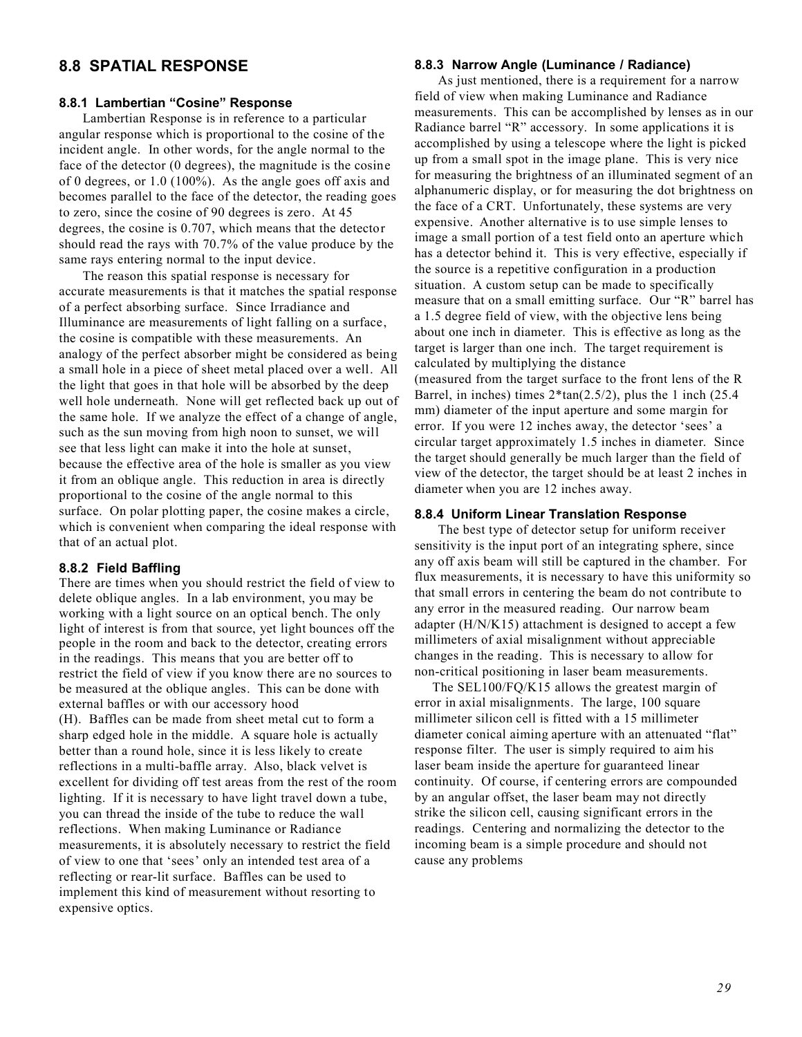## 8.8 SPATIAL RESPONSE

### 8.8.1 Lambertian "Cosine" Response

Lambertian Response is in reference to a particular angular response which is proportional to the cosine of the incident angle. In other words, for the angle normal to the face of the detector (0 degrees), the magnitude is the cosine of 0 degrees, or 1.0 (100%). As the angle goes off axis and becomes parallel to the face of the detector, the reading goes to zero, since the cosine of 90 degrees is zero. At 45 degrees, the cosine is 0.707, which means that the detector should read the rays with 70.7% of the value produce by the same rays entering normal to the input device.

The reason this spatial response is necessary for accurate measurements is that it matches the spatial response of a perfect absorbing surface. Since Irradiance and Illuminance are measurements of light falling on a surface, the cosine is compatible with these measurements. An analogy of the perfect absorber might be considered as being a small hole in a piece of sheet metal placed over a well. All the light that goes in that hole will be absorbed by the deep well hole underneath. None will get reflected back up out of the same hole. If we analyze the effect of a change of angle, such as the sun moving from high noon to sunset, we will see that less light can make it into the hole at sunset, because the effective area of the hole is smaller as you view it from an oblique angle. This reduction in area is directly proportional to the cosine of the angle normal to this surface. On polar plotting paper, the cosine makes a circle, which is convenient when comparing the ideal response with that of an actual plot.

### 8.8.2 Field Baffling

There are times when you should restrict the field of view to delete oblique angles. In a lab environment, you may be working with a light source on an optical bench. The only light of interest is from that source, yet light bounces off the people in the room and back to the detector, creating errors in the readings. This means that you are better off to restrict the field of view if you know there are no sources to be measured at the oblique angles. This can be done with external baffles or with our accessory hood (H). Baffles can be made from sheet metal cut to form a sharp edged hole in the middle. A square hole is actually better than a round hole, since it is less likely to create reflections in a multi-baffle array. Also, black velvet is excellent for dividing off test areas from the rest of the room lighting. If it is necessary to have light travel down a tube, you can thread the inside of the tube to reduce the wall reflections. When making Luminance or Radiance measurements, it is absolutely necessary to restrict the field of view to one that 'sees' only an intended test area of a reflecting or rear-lit surface. Baffles can be used to implement this kind of measurement without resorting to expensive optics.

### 8.8.3 Narrow Angle (Luminance / Radiance)

As just mentioned, there is a requirement for a narrow field of view when making Luminance and Radiance measurements. This can be accomplished by lenses as in our Radiance barrel "R" accessory. In some applications it is accomplished by using a telescope where the light is picked up from a small spot in the image plane. This is very nice for measuring the brightness of an illuminated segment of an alphanumeric display, or for measuring the dot brightness on the face of a CRT. Unfortunately, these systems are very expensive. Another alternative is to use simple lenses to image a small portion of a test field onto an aperture which has a detector behind it. This is very effective, especially if the source is a repetitive configuration in a production situation. A custom setup can be made to specifically measure that on a small emitting surface. Our "R" barrel has a 1.5 degree field of view, with the objective lens being about one inch in diameter. This is effective as long as the target is larger than one inch. The target requirement is calculated by multiplying the distance (measured from the target surface to the front lens of the R Barrel, in inches) times $2*\tan(2.5/2)$, plus the 1 inch (25.4 mm) diameter of the input aperture and some margin for error. If you were 12 inches away, the detector 'sees' a circular target approximately 1.5 inches in diameter. Since the target should generally be much larger than the field of view of the detector, the target should be at least 2 inches in diameter when you are 12 inches away.

### 8.8.4 Uniform Linear Translation Response

The best type of detector setup for uniform receiver sensitivity is the input port of an integrating sphere, since any off axis beam will still be captured in the chamber. For flux measurements, it is necessary to have this uniformity so that small errors in centering the beam do not contribute to any error in the measured reading. Our narrow beam adapter (H/N/K15) attachment is designed to accept a few millimeters of axial misalignment without appreciable changes in the reading. This is necessary to allow for non-critical positioning in laser beam measurements.

The SEL100/FQ/K15 allows the greatest margin of error in axial misalignments. The large, 100 square millimeter silicon cell is fitted with a 15 millimeter diameter conical aiming aperture with an attenuated "flat" response filter. The user is simply required to aim his laser beam inside the aperture for guaranteed linear continuity. Of course, if centering errors are compounded by an angular offset, the laser beam may not directly strike the silicon cell, causing significant errors in the readings. Centering and normalizing the detector to the incoming beam is a simple procedure and should not cause any problems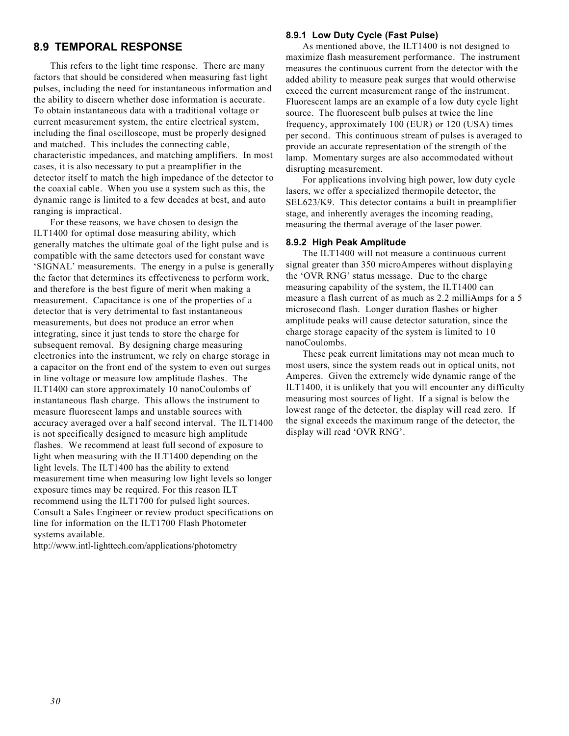## 8.9 TEMPORAL RESPONSE

This refers to the light time response. There are many factors that should be considered when measuring fast light pulses, including the need for instantaneous information and the ability to discern whether dose information is accurate. To obtain instantaneous data with a traditional voltage or current measurement system, the entire electrical system, including the final oscilloscope, must be properly designed and matched. This includes the connecting cable, characteristic impedances, and matching amplifiers. In most cases, it is also necessary to put a preamplifier in the detector itself to match the high impedance of the detector to the coaxial cable. When you use a system such as this, the dynamic range is limited to a few decades at best, and auto ranging is impractical.

For these reasons, we have chosen to design the ILT1400 for optimal dose measuring ability, which generally matches the ultimate goal of the light pulse and is compatible with the same detectors used for constant wave 'SIGNAL' measurements. The energy in a pulse is generally the factor that determines its effectiveness to perform work, and therefore is the best figure of merit when making a measurement. Capacitance is one of the properties of a detector that is very detrimental to fast instantaneous measurements, but does not produce an error when integrating, since it just tends to store the charge for subsequent removal. By designing charge measuring electronics into the instrument, we rely on charge storage in a capacitor on the front end of the system to even out surges in line voltage or measure low amplitude flashes. The ILT1400 can store approximately 10 nanoCoulombs of instantaneous flash charge. This allows the instrument to measure fluorescent lamps and unstable sources with accuracy averaged over a half second interval. The ILT1400 is not specifically designed to measure high amplitude flashes. We recommend at least full second of exposure to light when measuring with the ILT1400 depending on the light levels. The ILT1400 has the ability to extend measurement time when measuring low light levels so longer exposure times may be required. For this reason ILT recommend using the ILT1700 for pulsed light sources. Consult a Sales Engineer or review product specifications on line for information on the ILT1700 Flash Photometer systems available.
http://www.intl-lighttech.com/applications/photometry

### 8.9.1 Low Duty Cycle (Fast Pulse)

As mentioned above, the ILT1400 is not designed to maximize flash measurement performance. The instrument measures the continuous current from the detector with the added ability to measure peak surges that would otherwise exceed the current measurement range of the instrument. Fluorescent lamps are an example of a low duty cycle light source. The fluorescent bulb pulses at twice the line frequency, approximately 100 (EUR) or 120 (USA) times per second. This continuous stream of pulses is averaged to provide an accurate representation of the strength of the lamp. Momentary surges are also accommodated without disrupting measurement.

For applications involving high power, low duty cycle lasers, we offer a specialized thermopile detector, the SEL623/K9. This detector contains a built in preamplifier stage, and inherently averages the incoming reading, measuring the thermal average of the laser power.

### 8.9.2 High Peak Amplitude

The ILT1400 will not measure a continuous current signal greater than 350 microAmperes without displaying the 'OVR RNG' status message. Due to the charge measuring capability of the system, the ILT1400 can measure a flash current of as much as 2.2 milliAmps for a 5 microsecond flash. Longer duration flashes or higher amplitude peaks will cause detector saturation, since the charge storage capacity of the system is limited to 10 nanoCoulombs.

These peak current limitations may not mean much to most users, since the system reads out in optical units, not Amperes. Given the extremely wide dynamic range of the ILT1400, it is unlikely that you will encounter any difficulty measuring most sources of light. If a signal is below the lowest range of the detector, the display will read zero. If the signal exceeds the maximum range of the detector, the display will read 'OVR RNG'.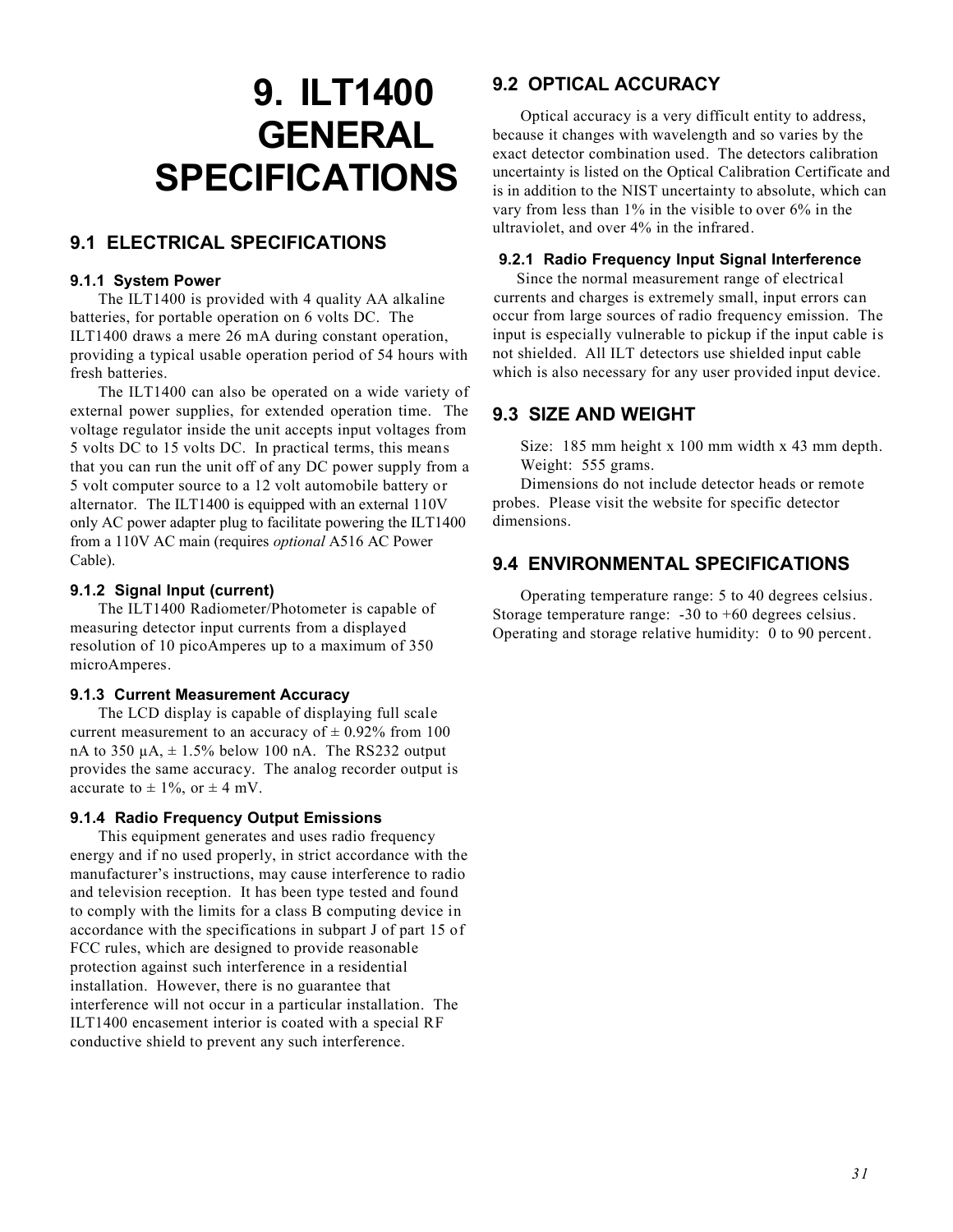# 9. ILT1400 GENERAL SPECIFICATIONS

## 9.1 ELECTRICAL SPECIFICATIONS

### 9.1.1 System Power

The ILT1400 is provided with 4 quality AA alkaline batteries, for portable operation on 6 volts DC. The ILT1400 draws a mere 26 mA during constant operation, providing a typical usable operation period of 54 hours with fresh batteries.

The ILT1400 can also be operated on a wide variety of external power supplies, for extended operation time. The voltage regulator inside the unit accepts input voltages from 5 volts DC to 15 volts DC. In practical terms, this means that you can run the unit off of any DC power supply from a 5 volt computer source to a 12 volt automobile battery or alternator. The ILT1400 is equipped with an external 110V only AC power adapter plug to facilitate powering the ILT1400 from a 110V AC main (requires *optional* A516 AC Power Cable).

### 9.1.2 Signal Input (current)

The ILT1400 Radiometer/Photometer is capable of measuring detector input currents from a displayed resolution of 10 picoAmperes up to a maximum of 350 microAmperes.

### 9.1.3 Current Measurement Accuracy

The LCD display is capable of displaying full scale current measurement to an accuracy of ± 0.92% from 100 nA to 350 µA, ± 1.5% below 100 nA. The RS232 output provides the same accuracy. The analog recorder output is accurate to ± 1%, or ± 4 mV.

### 9.1.4 Radio Frequency Output Emissions

This equipment generates and uses radio frequency energy and if no used properly, in strict accordance with the manufacturer's instructions, may cause interference to radio and television reception. It has been type tested and found to comply with the limits for a class B computing device in accordance with the specifications in subpart J of part 15 of FCC rules, which are designed to provide reasonable protection against such interference in a residential installation. However, there is no guarantee that interference will not occur in a particular installation. The ILT1400 encasement interior is coated with a special RF conductive shield to prevent any such interference.

## 9.2 OPTICAL ACCURACY

Optical accuracy is a very difficult entity to address, because it changes with wavelength and so varies by the exact detector combination used. The detectors calibration uncertainty is listed on the Optical Calibration Certificate and is in addition to the NIST uncertainty to absolute, which can vary from less than 1% in the visible to over 6% in the ultraviolet, and over 4% in the infrared.

### 9.2.1 Radio Frequency Input Signal Interference

Since the normal measurement range of electrical currents and charges is extremely small, input errors can occur from large sources of radio frequency emission. The input is especially vulnerable to pickup if the input cable is not shielded. All ILT detectors use shielded input cable which is also necessary for any user provided input device.

## 9.3 SIZE AND WEIGHT

Size: 185 mm height x 100 mm width x 43 mm depth.
Weight: 555 grams.

Dimensions do not include detector heads or remote probes. Please visit the website for specific detector dimensions.

## 9.4 ENVIRONMENTAL SPECIFICATIONS

Operating temperature range: 5 to 40 degrees celsius.
Storage temperature range: -30 to +60 degrees celsius.
Operating and storage relative humidity: 0 to 90 percent.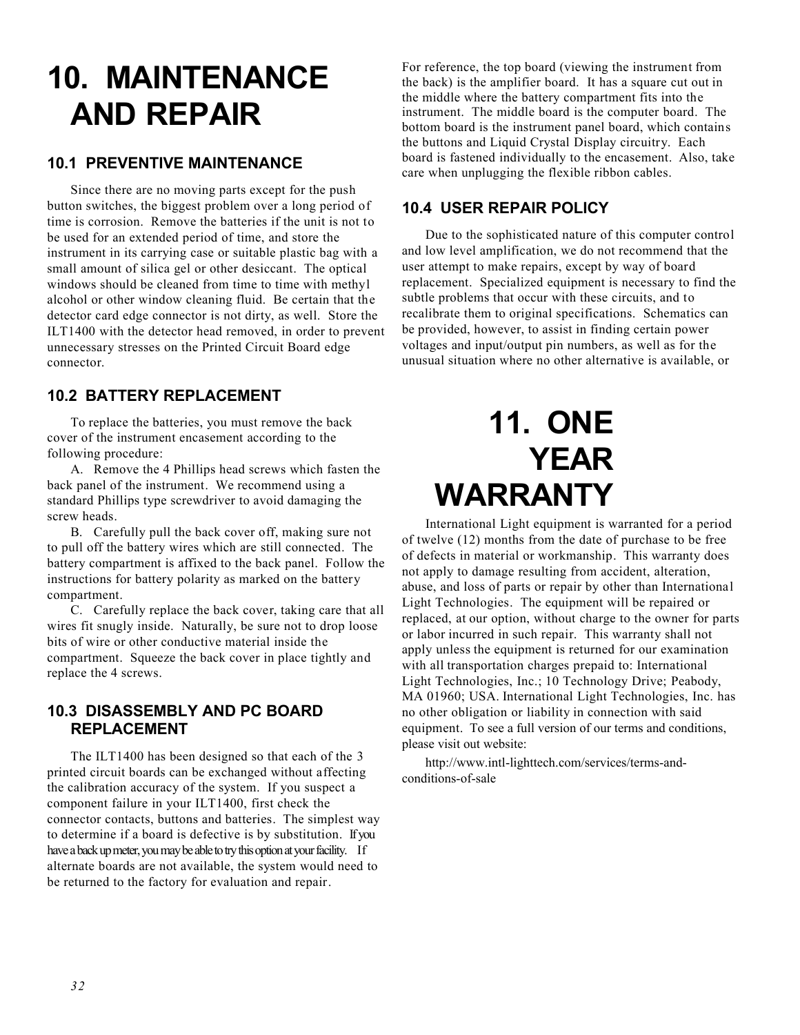# 10. MAINTENANCE AND REPAIR

## 10.1 PREVENTIVE MAINTENANCE

Since there are no moving parts except for the push button switches, the biggest problem over a long period of time is corrosion. Remove the batteries if the unit is not to be used for an extended period of time, and store the instrument in its carrying case or suitable plastic bag with a small amount of silica gel or other desiccant. The optical windows should be cleaned from time to time with methyl alcohol or other window cleaning fluid. Be certain that the detector card edge connector is not dirty, as well. Store the ILT1400 with the detector head removed, in order to prevent unnecessary stresses on the Printed Circuit Board edge connector.

## 10.2 BATTERY REPLACEMENT

To replace the batteries, you must remove the back cover of the instrument encasement according to the following procedure:

A. Remove the 4 Phillips head screws which fasten the back panel of the instrument. We recommend using a standard Phillips type screwdriver to avoid damaging the screw heads.

B. Carefully pull the back cover off, making sure not to pull off the battery wires which are still connected. The battery compartment is affixed to the back panel. Follow the instructions for battery polarity as marked on the battery compartment.

C. Carefully replace the back cover, taking care that all wires fit snugly inside. Naturally, be sure not to drop loose bits of wire or other conductive material inside the compartment. Squeeze the back cover in place tightly and replace the 4 screws.

## 10.3 DISASSEMBLY AND PC BOARD REPLACEMENT

The ILT1400 has been designed so that each of the 3 printed circuit boards can be exchanged without affecting the calibration accuracy of the system. If you suspect a component failure in your ILT1400, first check the connector contacts, buttons and batteries. The simplest way to determine if a board is defective is by substitution. If you have a back up meter, you may be able to try this option at your facility. If alternate boards are not available, the system would need to be returned to the factory for evaluation and repair.

For reference, the top board (viewing the instrument from the back) is the amplifier board. It has a square cut out in the middle where the battery compartment fits into the instrument. The middle board is the computer board. The bottom board is the instrument panel board, which contains the buttons and Liquid Crystal Display circuitry. Each board is fastened individually to the encasement. Also, take care when unplugging the flexible ribbon cables.

## 10.4 USER REPAIR POLICY

Due to the sophisticated nature of this computer control and low level amplification, we do not recommend that the user attempt to make repairs, except by way of board replacement. Specialized equipment is necessary to find the subtle problems that occur with these circuits, and to recalibrate them to original specifications. Schematics can be provided, however, to assist in finding certain power voltages and input/output pin numbers, as well as for the unusual situation where no other alternative is available, or

# 11. ONE YEAR WARRANTY

International Light equipment is warranted for a period of twelve (12) months from the date of purchase to be free of defects in material or workmanship. This warranty does not apply to damage resulting from accident, alteration, abuse, and loss of parts or repair by other than International Light Technologies. The equipment will be repaired or replaced, at our option, without charge to the owner for parts or labor incurred in such repair. This warranty shall not apply unless the equipment is returned for our examination with all transportation charges prepaid to: International Light Technologies, Inc.; 10 Technology Drive; Peabody, MA 01960; USA. International Light Technologies, Inc. has no other obligation or liability in connection with said equipment. To see a full version of our terms and conditions, please visit out website:

http://www.intl-lighttech.com/services/terms-and-conditions-of-sale